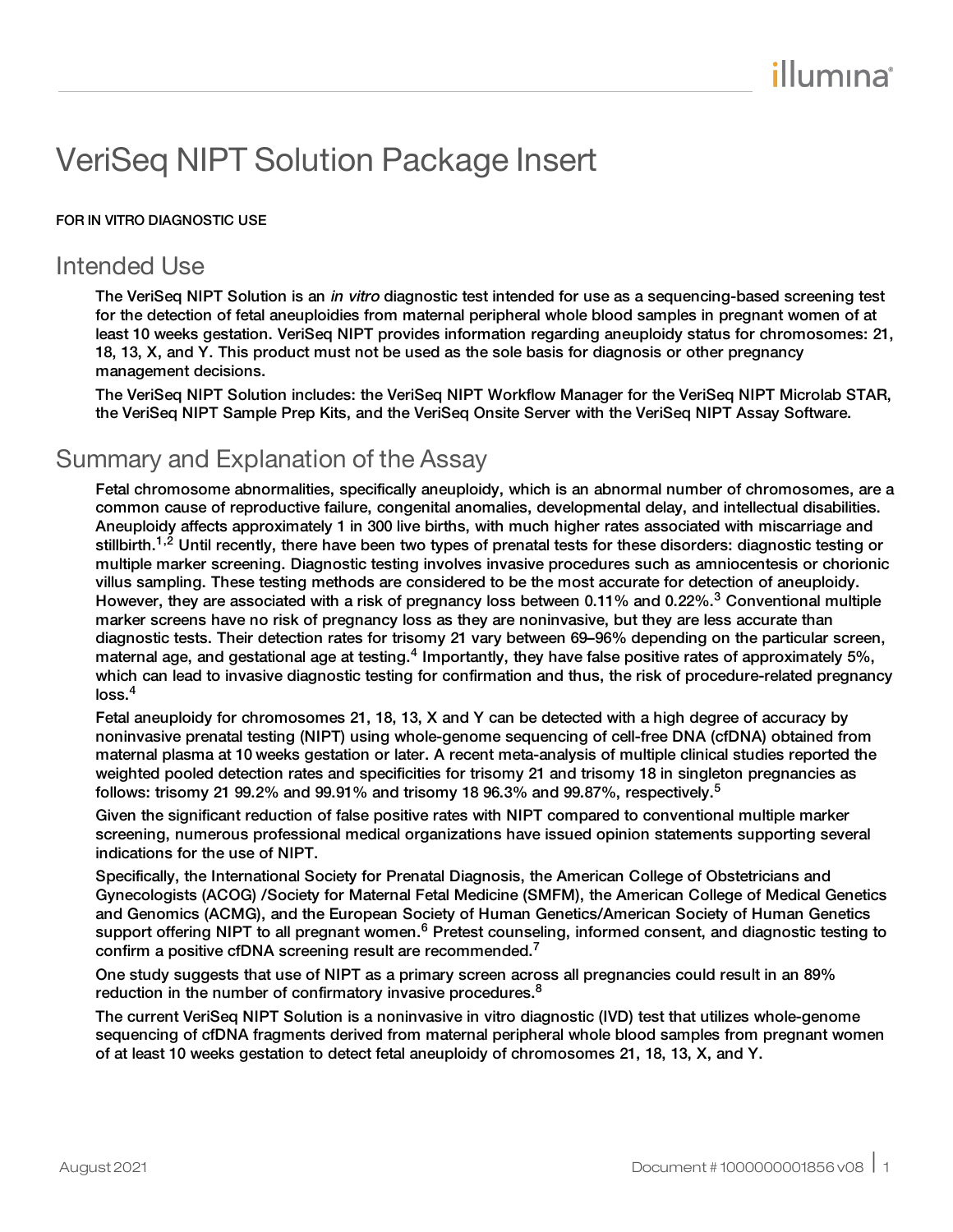# VeriSeq NIPT Solution Package Insert

FOR IN VITRO DIAGNOSTIC USE

## Intended Use

The VeriSeq NIPT Solution is an *in vitro* diagnostic test intended for use as a sequencing-based screening test for the detection of fetal aneuploidies from maternal peripheral whole blood samples in pregnant women of at least 10 weeks gestation. VeriSeq NIPT provides information regarding aneuploidy status for chromosomes: 21, 18, 13, X, and Y. This product must not be used as the sole basis for diagnosis or other pregnancy management decisions.

The VeriSeq NIPT Solution includes: the VeriSeq NIPT Workflow Manager for the VeriSeq NIPT Microlab STAR, the VeriSeq NIPT Sample Prep Kits, and the VeriSeq Onsite Server with the VeriSeq NIPT Assay Software.

## Summary and Explanation of the Assay

Fetal chromosome abnormalities, specifically aneuploidy, which is an abnormal number of chromosomes, are a common cause of reproductive failure, congenital anomalies, developmental delay, and intellectual disabilities. Aneuploidy affects approximately 1 in 300 live births, with much higher rates associated with miscarriage and stillbirth.[1,2] Until recently, there have been two types of prenatal tests for these disorders: diagnostic testing or multiple marker screening. Diagnostic testing involves invasive procedures such as amniocentesis or chorionic villus sampling. These testing methods are considered to be the most accurate for detection of aneuploidy. However, they are associated with a risk of pregnancy loss between 0.11% and 0.22%.[3] Conventional multiple marker screens have no risk of pregnancy loss as they are noninvasive, but they are less accurate than diagnostic tests. Their detection rates for trisomy 21 vary between 69–96% depending on the particular screen, maternal age, and gestational age at testing.[4] Importantly, they have false positive rates of approximately 5%, which can lead to invasive diagnostic testing for confirmation and thus, the risk of procedure-related pregnancy loss.[4]

Fetal aneuploidy for chromosomes 21, 18, 13, X and Y can be detected with a high degree of accuracy by noninvasive prenatal testing (NIPT) using whole-genome sequencing of cell-free DNA (cfDNA) obtained from maternal plasma at 10 weeks gestation or later. A recent meta-analysis of multiple clinical studies reported the weighted pooled detection rates and specificities for trisomy 21 and trisomy 18 in singleton pregnancies as follows: trisomy 21 99.2% and 99.91% and trisomy 18 96.3% and 99.87%, respectively.[5]

Given the significant reduction of false positive rates with NIPT compared to conventional multiple marker screening, numerous professional medical organizations have issued opinion statements supporting several indications for the use of NIPT.

Specifically, the International Society for Prenatal Diagnosis, the American College of Obstetricians and Gynecologists (ACOG) /Society for Maternal Fetal Medicine (SMFM), the American College of Medical Genetics and Genomics (ACMG), and the European Society of Human Genetics/American Society of Human Genetics support offering NIPT to all pregnant women.[6] Pretest counseling, informed consent, and diagnostic testing to confirm a positive cfDNA screening result are recommended.[7]

One study suggests that use of NIPT as a primary screen across all pregnancies could result in an 89% reduction in the number of confirmatory invasive procedures.[8]

The current VeriSeq NIPT Solution is a noninvasive in vitro diagnostic (IVD) test that utilizes whole-genome sequencing of cfDNA fragments derived from maternal peripheral whole blood samples from pregnant women of at least 10 weeks gestation to detect fetal aneuploidy of chromosomes 21, 18, 13, X, and Y.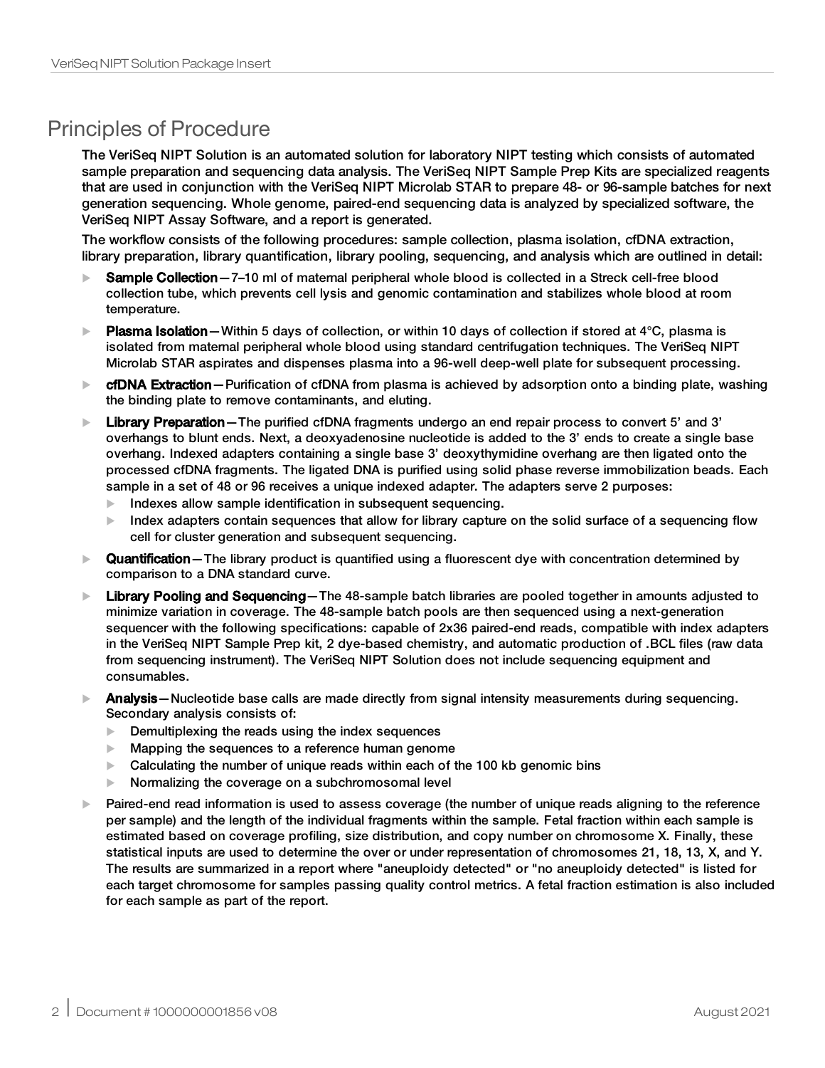## Principles of Procedure

The VeriSeq NIPT Solution is an automated solution for laboratory NIPT testing which consists of automated sample preparation and sequencing data analysis. The VeriSeq NIPT Sample Prep Kits are specialized reagents that are used in conjunction with the VeriSeq NIPT Microlab STAR to prepare 48- or 96-sample batches for next generation sequencing. Whole genome, paired-end sequencing data is analyzed by specialized software, the VeriSeq NIPT Assay Software, and a report is generated.

The workflow consists of the following procedures: sample collection, plasma isolation, cfDNA extraction, library preparation, library quantification, library pooling, sequencing, and analysis which are outlined in detail:

- **Sample Collection**—7–10 ml of maternal peripheral whole blood is collected in a Streck cell-free blood collection tube, which prevents cell lysis and genomic contamination and stabilizes whole blood at room temperature.
- **Plasma Isolation**—Within 5 days of collection, or within 10 days of collection if stored at 4°C, plasma is isolated from maternal peripheral whole blood using standard centrifugation techniques. The VeriSeq NIPT Microlab STAR aspirates and dispenses plasma into a 96-well deep-well plate for subsequent processing.
- **cfDNA Extraction**—Purification of cfDNA from plasma is achieved by adsorption onto a binding plate, washing the binding plate to remove contaminants, and eluting.
- **Library Preparation**—The purified cfDNA fragments undergo an end repair process to convert 5' and 3' overhangs to blunt ends. Next, a deoxyadenosine nucleotide is added to the 3' ends to create a single base overhang. Indexed adapters containing a single base 3' deoxythymidine overhang are then ligated onto the processed cfDNA fragments. The ligated DNA is purified using solid phase reverse immobilization beads. Each sample in a set of 48 or 96 receives a unique indexed adapter. The adapters serve 2 purposes:
  - Indexes allow sample identification in subsequent sequencing.
  - Index adapters contain sequences that allow for library capture on the solid surface of a sequencing flow cell for cluster generation and subsequent sequencing.
- **Quantification**—The library product is quantified using a fluorescent dye with concentration determined by comparison to a DNA standard curve.
- **Library Pooling and Sequencing**—The 48-sample batch libraries are pooled together in amounts adjusted to minimize variation in coverage. The 48-sample batch pools are then sequenced using a next-generation sequencer with the following specifications: capable of 2x36 paired-end reads, compatible with index adapters in the VeriSeq NIPT Sample Prep kit, 2 dye-based chemistry, and automatic production of .BCL files (raw data from sequencing instrument). The VeriSeq NIPT Solution does not include sequencing equipment and consumables.
- **Analysis**—Nucleotide base calls are made directly from signal intensity measurements during sequencing. Secondary analysis consists of:
  - Demultiplexing the reads using the index sequences
  - Mapping the sequences to a reference human genome
  - Calculating the number of unique reads within each of the 100 kb genomic bins
  - Normalizing the coverage on a subchromosomal level
- Paired-end read information is used to assess coverage (the number of unique reads aligning to the reference per sample) and the length of the individual fragments within the sample. Fetal fraction within each sample is estimated based on coverage profiling, size distribution, and copy number on chromosome X. Finally, these statistical inputs are used to determine the over or under representation of chromosomes 21, 18, 13, X, and Y. The results are summarized in a report where "aneuploidy detected" or "no aneuploidy detected" is listed for each target chromosome for samples passing quality control metrics. A fetal fraction estimation is also included for each sample as part of the report.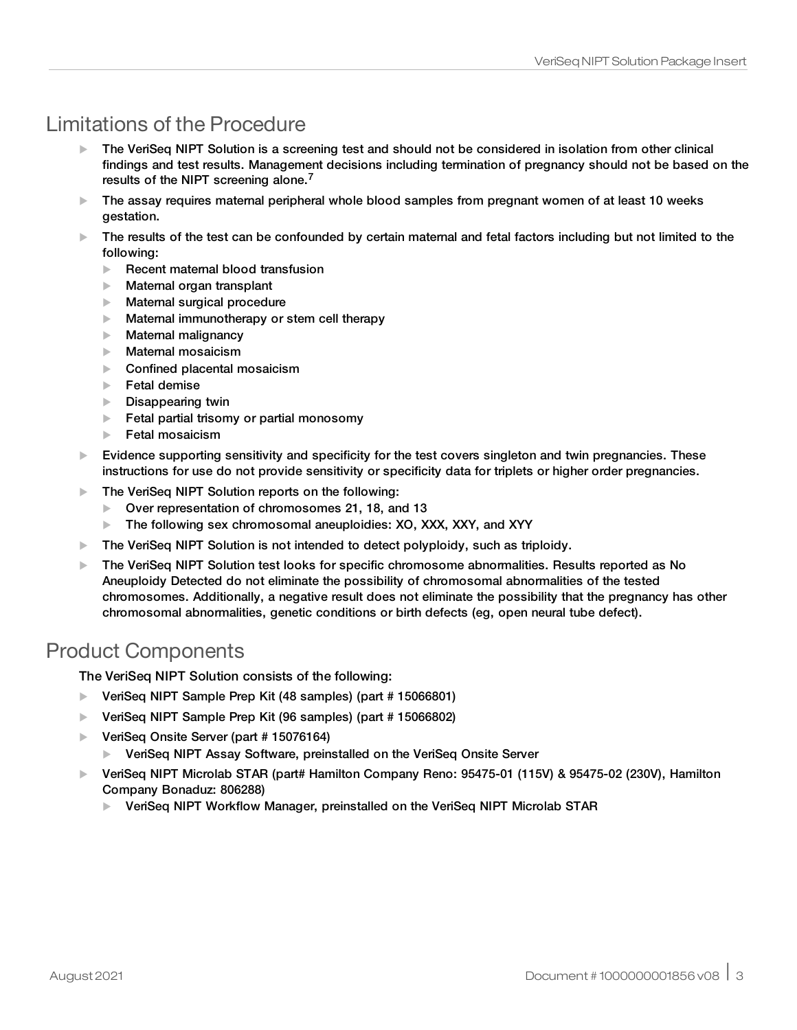## Limitations of the Procedure

- The VeriSeq NIPT Solution is a screening test and should not be considered in isolation from other clinical findings and test results. Management decisions including termination of pregnancy should not be based on the results of the NIPT screening alone.[7]
- The assay requires maternal peripheral whole blood samples from pregnant women of at least 10 weeks gestation.
- The results of the test can be confounded by certain maternal and fetal factors including but not limited to the following:
  - Recent maternal blood transfusion
  - Maternal organ transplant
  - Maternal surgical procedure
  - Maternal immunotherapy or stem cell therapy
  - Maternal malignancy
  - Maternal mosaicism
  - Confined placental mosaicism
  - Fetal demise
  - Disappearing twin
  - Fetal partial trisomy or partial monosomy
  - Fetal mosaicism
- Evidence supporting sensitivity and specificity for the test covers singleton and twin pregnancies. These instructions for use do not provide sensitivity or specificity data for triplets or higher order pregnancies.
- The VeriSeq NIPT Solution reports on the following:
  - Over representation of chromosomes 21, 18, and 13
  - The following sex chromosomal aneuploidies: XO, XXX, XXY, and XYY
- The VeriSeq NIPT Solution is not intended to detect polyploidy, such as triploidy.
- The VeriSeq NIPT Solution test looks for specific chromosome abnormalities. Results reported as No Aneuploidy Detected do not eliminate the possibility of chromosomal abnormalities of the tested chromosomes. Additionally, a negative result does not eliminate the possibility that the pregnancy has other chromosomal abnormalities, genetic conditions or birth defects (eg, open neural tube defect).

## Product Components

The VeriSeq NIPT Solution consists of the following:

- VeriSeq NIPT Sample Prep Kit (48 samples) (part # 15066801)
- VeriSeq NIPT Sample Prep Kit (96 samples) (part # 15066802)
- VeriSeq Onsite Server (part # 15076164)
  - VeriSeq NIPT Assay Software, preinstalled on the VeriSeq Onsite Server
- VeriSeq NIPT Microlab STAR (part# Hamilton Company Reno: 95475-01 (115V) & 95475-02 (230V), Hamilton Company Bonaduz: 806288)
  - VeriSeq NIPT Workflow Manager, preinstalled on the VeriSeq NIPT Microlab STAR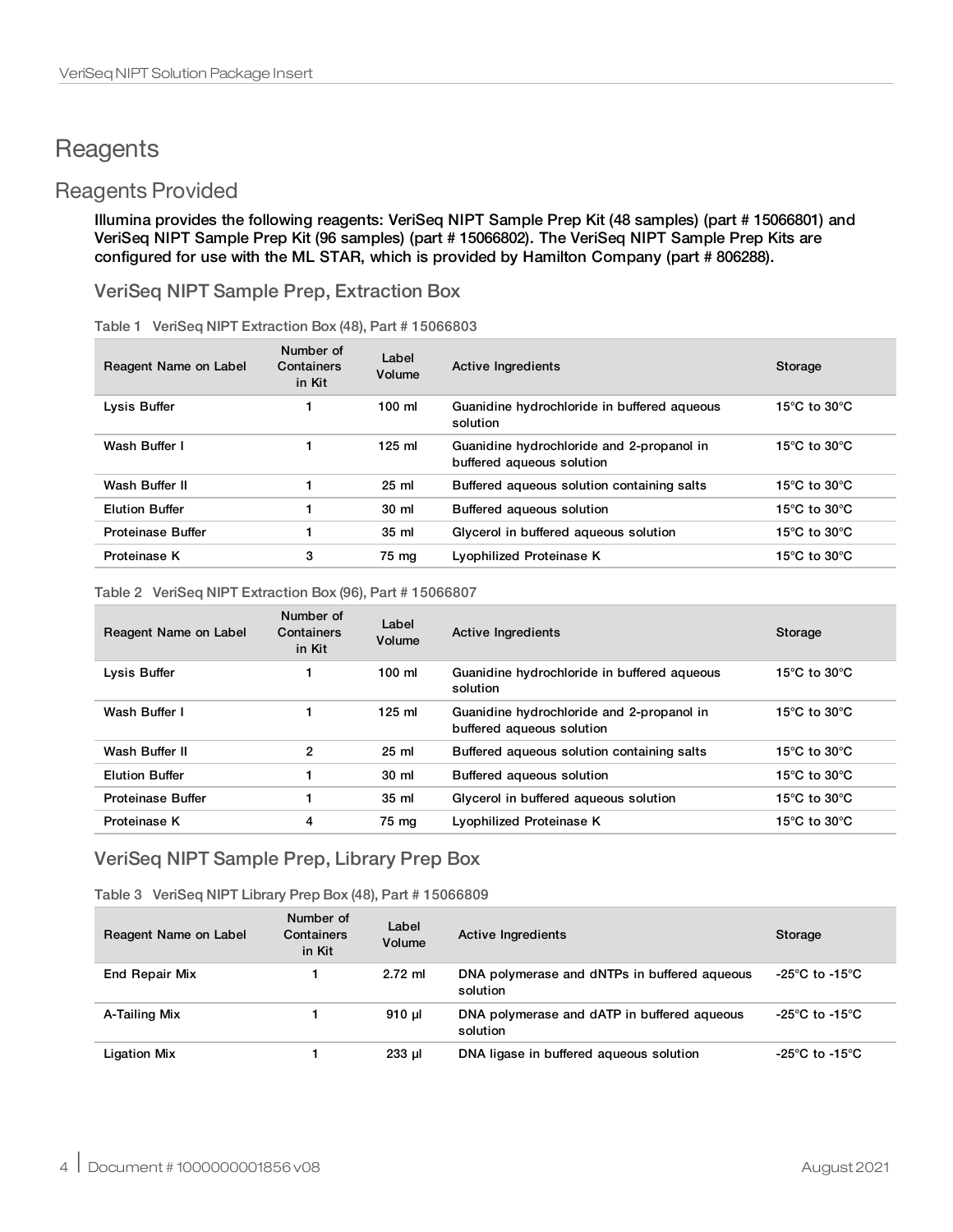# Reagents

## Reagents Provided

**Illumina provides the following reagents: VeriSeq NIPT Sample Prep Kit (48 samples) (part # 15066801) and VeriSeq NIPT Sample Prep Kit (96 samples) (part # 15066802). The VeriSeq NIPT Sample Prep Kits are configured for use with the ML STAR, which is provided by Hamilton Company (part # 806288).**

### VeriSeq NIPT Sample Prep, Extraction Box

Table 1 VeriSeq NIPT Extraction Box (48), Part # 15066803

| Reagent Name on Label | Number of Containers in Kit | Label Volume | Active Ingredients | Storage |
|---|---|---|---|---|
| Lysis Buffer | 1 | 100 ml | Guanidine hydrochloride in buffered aqueous solution | 15°C to 30°C |
| Wash Buffer I | 1 | 125 ml | Guanidine hydrochloride and 2-propanol in buffered aqueous solution | 15°C to 30°C |
| Wash Buffer II | 1 | 25 ml | Buffered aqueous solution containing salts | 15°C to 30°C |
| Elution Buffer | 1 | 30 ml | Buffered aqueous solution | 15°C to 30°C |
| Proteinase Buffer | 1 | 35 ml | Glycerol in buffered aqueous solution | 15°C to 30°C |
| Proteinase K | 3 | 75 mg | Lyophilized Proteinase K | 15°C to 30°C |

Table 2 VeriSeq NIPT Extraction Box (96), Part # 15066807

| Reagent Name on Label | Number of Containers in Kit | Label Volume | Active Ingredients | Storage |
|---|---|---|---|---|
| Lysis Buffer | 1 | 100 ml | Guanidine hydrochloride in buffered aqueous solution | 15°C to 30°C |
| Wash Buffer I | 1 | 125 ml | Guanidine hydrochloride and 2-propanol in buffered aqueous solution | 15°C to 30°C |
| Wash Buffer II | 2 | 25 ml | Buffered aqueous solution containing salts | 15°C to 30°C |
| Elution Buffer | 1 | 30 ml | Buffered aqueous solution | 15°C to 30°C |
| Proteinase Buffer | 1 | 35 ml | Glycerol in buffered aqueous solution | 15°C to 30°C |
| Proteinase K | 4 | 75 mg | Lyophilized Proteinase K | 15°C to 30°C |

### VeriSeq NIPT Sample Prep, Library Prep Box

Table 3 VeriSeq NIPT Library Prep Box (48), Part # 15066809

| Reagent Name on Label | Number of Containers in Kit | Label Volume | Active Ingredients | Storage |
|---|---|---|---|---|
| End Repair Mix | 1 | 2.72 ml | DNA polymerase and dNTPs in buffered aqueous solution | -25°C to -15°C |
| A-Tailing Mix | 1 | 910 µl | DNA polymerase and dATP in buffered aqueous solution | -25°C to -15°C |
| Ligation Mix | 1 | 233 µl | DNA ligase in buffered aqueous solution | -25°C to -15°C |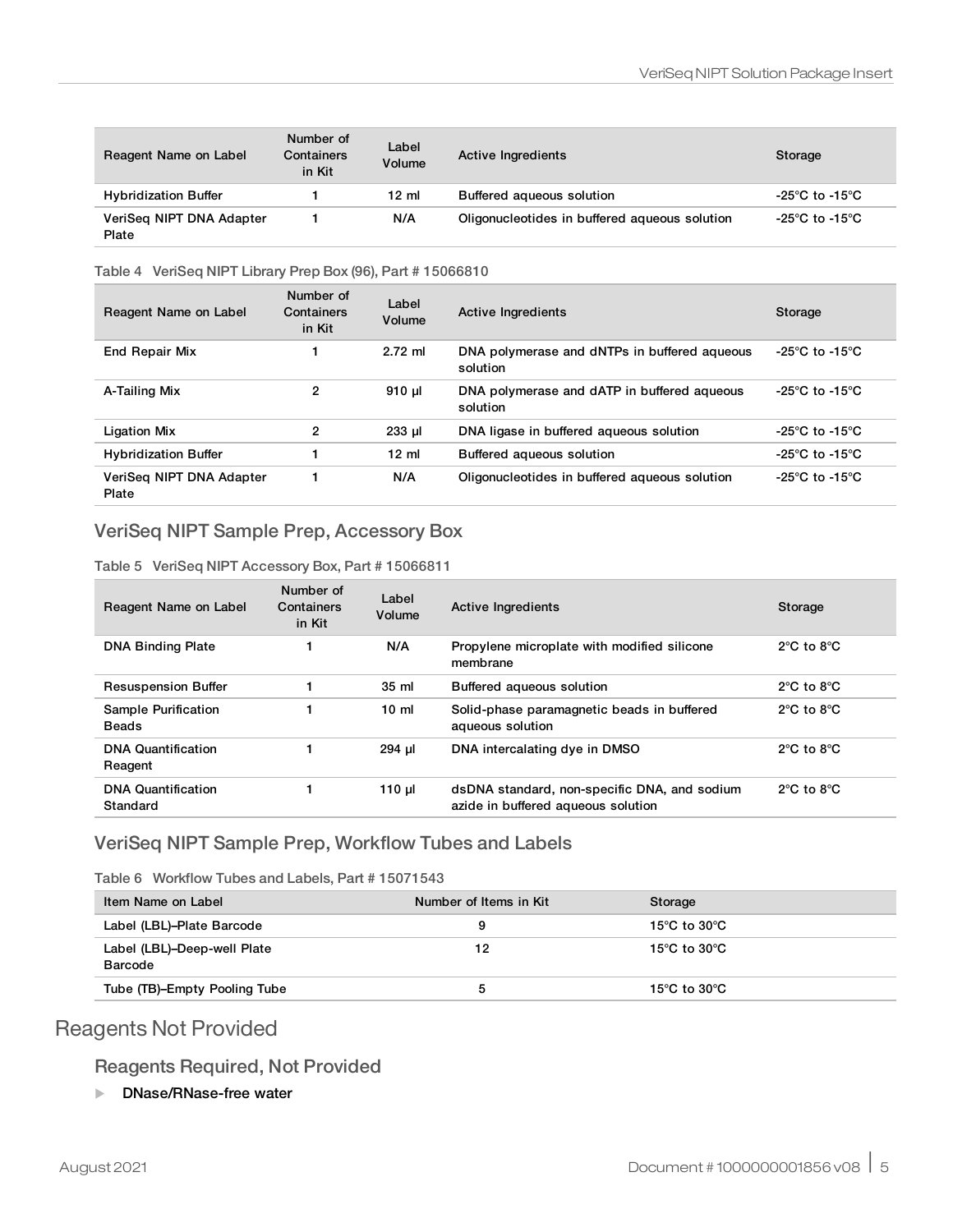| Reagent Name on Label | Number of Containers in Kit | Label Volume | Active Ingredients | Storage |
|---|---|---|---|---|
| Hybridization Buffer | 1 | 12 ml | Buffered aqueous solution | -25°C to -15°C |
| VeriSeq NIPT DNA Adapter Plate | 1 | N/A | Oligonucleotides in buffered aqueous solution | -25°C to -15°C |

Table 4 VeriSeq NIPT Library Prep Box (96), Part # 15066810

| Reagent Name on Label | Number of Containers in Kit | Label Volume | Active Ingredients | Storage |
|---|---|---|---|---|
| End Repair Mix | 1 | 2.72 ml | DNA polymerase and dNTPs in buffered aqueous solution | -25°C to -15°C |
| A-Tailing Mix | 2 | 910 µl | DNA polymerase and dATP in buffered aqueous solution | -25°C to -15°C |
| Ligation Mix | 2 | 233 µl | DNA ligase in buffered aqueous solution | -25°C to -15°C |
| Hybridization Buffer | 1 | 12 ml | Buffered aqueous solution | -25°C to -15°C |
| VeriSeq NIPT DNA Adapter Plate | 1 | N/A | Oligonucleotides in buffered aqueous solution | -25°C to -15°C |

### VeriSeq NIPT Sample Prep, Accessory Box

Table 5 VeriSeq NIPT Accessory Box, Part # 15066811

| Reagent Name on Label | Number of Containers in Kit | Label Volume | Active Ingredients | Storage |
|---|---|---|---|---|
| DNA Binding Plate | 1 | N/A | Propylene microplate with modified silicone membrane | 2°C to 8°C |
| Resuspension Buffer | 1 | 35 ml | Buffered aqueous solution | 2°C to 8°C |
| Sample Purification Beads | 1 | 10 ml | Solid-phase paramagnetic beads in buffered aqueous solution | 2°C to 8°C |
| DNA Quantification Reagent | 1 | 294 µl | DNA intercalating dye in DMSO | 2°C to 8°C |
| DNA Quantification Standard | 1 | 110 µl | dsDNA standard, non-specific DNA, and sodium azide in buffered aqueous solution | 2°C to 8°C |

### VeriSeq NIPT Sample Prep, Workflow Tubes and Labels

Table 6 Workflow Tubes and Labels, Part # 15071543

| Item Name on Label | Number of Items in Kit | Storage |
|---|---|---|
| Label (LBL)–Plate Barcode | 9 | 15°C to 30°C |
| Label (LBL)–Deep-well Plate Barcode | 12 | 15°C to 30°C |
| Tube (TB)–Empty Pooling Tube | 5 | 15°C to 30°C |

## Reagents Not Provided

### Reagents Required, Not Provided

- **DNase/RNase-free water**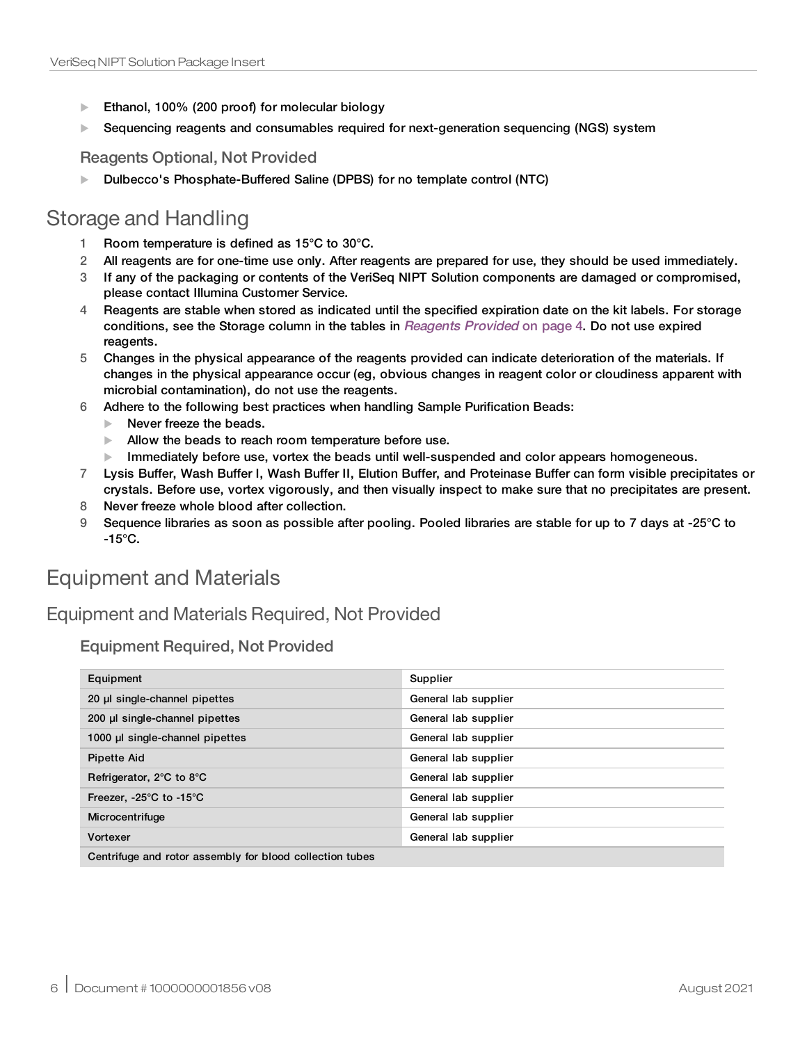- Ethanol, 100% (200 proof) for molecular biology
- Sequencing reagents and consumables required for next-generation sequencing (NGS) system

#### Reagents Optional, Not Provided

- Dulbecco's Phosphate-Buffered Saline (DPBS) for no template control (NTC)

## Storage and Handling

1. Room temperature is defined as 15°C to 30°C.
2. All reagents are for one-time use only. After reagents are prepared for use, they should be used immediately.
3. If any of the packaging or contents of the VeriSeq NIPT Solution components are damaged or compromised, please contact Illumina Customer Service.
4. Reagents are stable when stored as indicated until the specified expiration date on the kit labels. For storage conditions, see the Storage column in the tables in *Reagents Provided* on page 4. Do not use expired reagents.
5. Changes in the physical appearance of the reagents provided can indicate deterioration of the materials. If changes in the physical appearance occur (eg, obvious changes in reagent color or cloudiness apparent with microbial contamination), do not use the reagents.
6. Adhere to the following best practices when handling Sample Purification Beads:
   - Never freeze the beads.
   - Allow the beads to reach room temperature before use.
   - Immediately before use, vortex the beads until well-suspended and color appears homogeneous.
7. Lysis Buffer, Wash Buffer I, Wash Buffer II, Elution Buffer, and Proteinase Buffer can form visible precipitates or crystals. Before use, vortex vigorously, and then visually inspect to make sure that no precipitates are present.
8. Never freeze whole blood after collection.
9. Sequence libraries as soon as possible after pooling. Pooled libraries are stable for up to 7 days at -25°C to -15°C.

## Equipment and Materials

### Equipment and Materials Required, Not Provided

#### Equipment Required, Not Provided

| Equipment | Supplier |
|---|---|
| 20 µl single-channel pipettes | General lab supplier |
| 200 µl single-channel pipettes | General lab supplier |
| 1000 µl single-channel pipettes | General lab supplier |
| Pipette Aid | General lab supplier |
| Refrigerator, 2°C to 8°C | General lab supplier |
| Freezer, -25°C to -15°C | General lab supplier |
| Microcentrifuge | General lab supplier |
| Vortexer | General lab supplier |
| Centrifuge and rotor assembly for blood collection tubes | |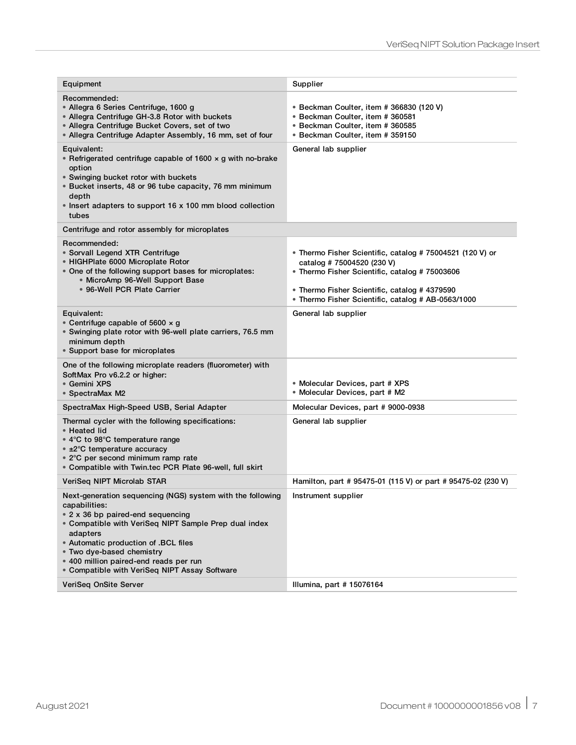| Equipment | Supplier |
|---|---|
| Recommended:<br>• Allegra 6 Series Centrifuge, 1600 g<br>• Allegra Centrifuge GH-3.8 Rotor with buckets<br>• Allegra Centrifuge Bucket Covers, set of two<br>• Allegra Centrifuge Adapter Assembly, 16 mm, set of four | <br>• Beckman Coulter, item # 366830 (120 V)<br>• Beckman Coulter, item # 360581<br>• Beckman Coulter, item # 360585<br>• Beckman Coulter, item # 359150 |
| Equivalent:<br>• Refrigerated centrifuge capable of 1600 × g with no-brake option<br>• Swinging bucket rotor with buckets<br>• Bucket inserts, 48 or 96 tube capacity, 76 mm minimum depth<br>• Insert adapters to support 16 x 100 mm blood collection tubes | General lab supplier |
| Centrifuge and rotor assembly for microplates | |
| Recommended:<br>• Sorvall Legend XTR Centrifuge<br>• HIGHPlate 6000 Microplate Rotor<br>• One of the following support bases for microplates:<br>&nbsp;&nbsp;• MicroAmp 96-Well Support Base<br>&nbsp;&nbsp;• 96-Well PCR Plate Carrier | <br>• Thermo Fisher Scientific, catalog # 75004521 (120 V) or catalog # 75004520 (230 V)<br>• Thermo Fisher Scientific, catalog # 75003606<br><br>• Thermo Fisher Scientific, catalog # 4379590<br>• Thermo Fisher Scientific, catalog # AB-0563/1000 |
| Equivalent:<br>• Centrifuge capable of 5600 × g<br>• Swinging plate rotor with 96-well plate carriers, 76.5 mm minimum depth<br>• Support base for microplates | General lab supplier |
| One of the following microplate readers (fluorometer) with SoftMax Pro v6.2.2 or higher:<br>• Gemini XPS<br>• SpectraMax M2 | <br><br>• Molecular Devices, part # XPS<br>• Molecular Devices, part # M2 |
| SpectraMax High-Speed USB, Serial Adapter | Molecular Devices, part # 9000-0938 |
| Thermal cycler with the following specifications:<br>• Heated lid<br>• 4°C to 98°C temperature range<br>• ±2°C temperature accuracy<br>• 2°C per second minimum ramp rate<br>• Compatible with Twin.tec PCR Plate 96-well, full skirt | General lab supplier |
| VeriSeq NIPT Microlab STAR | Hamilton, part # 95475-01 (115 V) or part # 95475-02 (230 V) |
| Next-generation sequencing (NGS) system with the following capabilities:<br>• 2 x 36 bp paired-end sequencing<br>• Compatible with VeriSeq NIPT Sample Prep dual index adapters<br>• Automatic production of .BCL files<br>• Two dye-based chemistry<br>• 400 million paired-end reads per run<br>• Compatible with VeriSeq NIPT Assay Software | Instrument supplier |
| VeriSeq OnSite Server | Illumina, part # 15076164 |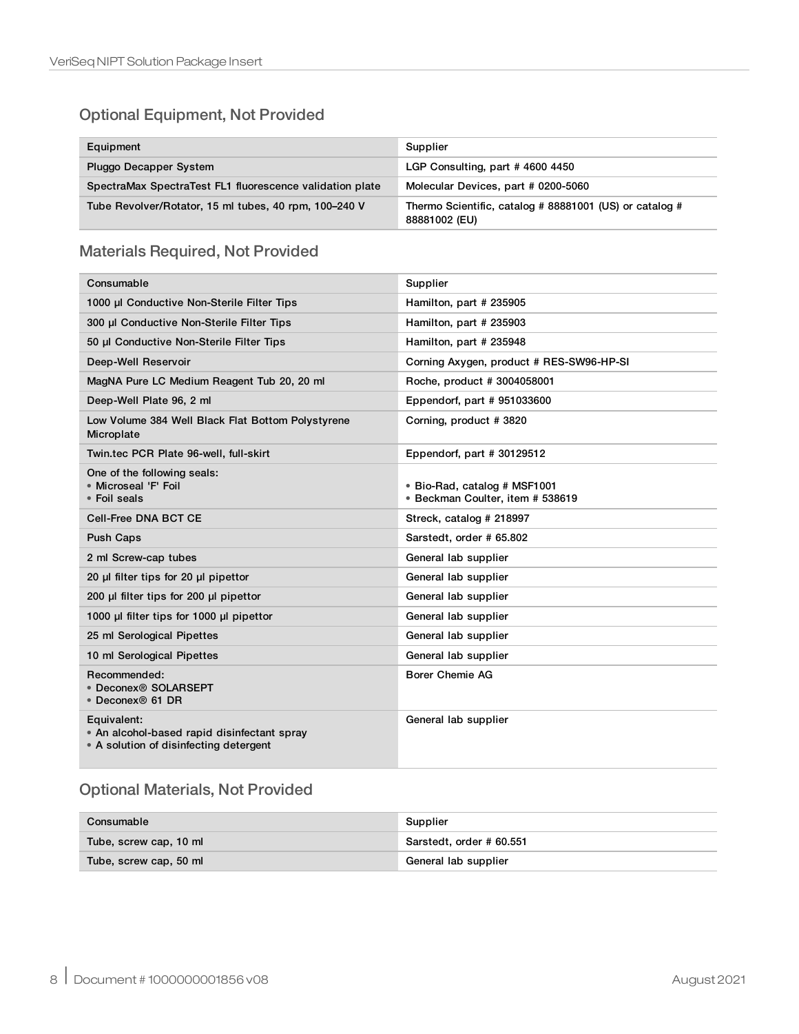## Optional Equipment, Not Provided

| Equipment | Supplier |
| --- | --- |
| Pluggo Decapper System | LGP Consulting, part # 4600 4450 |
| SpectraMax SpectraTest FL1 fluorescence validation plate | Molecular Devices, part # 0200-5060 |
| Tube Revolver/Rotator, 15 ml tubes, 40 rpm, 100–240 V | Thermo Scientific, catalog # 88881001 (US) or catalog # 88881002 (EU) |

## Materials Required, Not Provided

| Consumable | Supplier |
| --- | --- |
| 1000 µl Conductive Non-Sterile Filter Tips | Hamilton, part # 235905 |
| 300 µl Conductive Non-Sterile Filter Tips | Hamilton, part # 235903 |
| 50 µl Conductive Non-Sterile Filter Tips | Hamilton, part # 235948 |
| Deep-Well Reservoir | Corning Axygen, product # RES-SW96-HP-SI |
| MagNA Pure LC Medium Reagent Tub 20, 20 ml | Roche, product # 3004058001 |
| Deep-Well Plate 96, 2 ml | Eppendorf, part # 951033600 |
| Low Volume 384 Well Black Flat Bottom Polystyrene Microplate | Corning, product # 3820 |
| Twin.tec PCR Plate 96-well, full-skirt | Eppendorf, part # 30129512 |
| One of the following seals:<br>• Microseal 'F' Foil<br>• Foil seals | <br>• Bio-Rad, catalog # MSF1001<br>• Beckman Coulter, item # 538619 |
| Cell-Free DNA BCT CE | Streck, catalog # 218997 |
| Push Caps | Sarstedt, order # 65.802 |
| 2 ml Screw-cap tubes | General lab supplier |
| 20 µl filter tips for 20 µl pipettor | General lab supplier |
| 200 µl filter tips for 200 µl pipettor | General lab supplier |
| 1000 µl filter tips for 1000 µl pipettor | General lab supplier |
| 25 ml Serological Pipettes | General lab supplier |
| 10 ml Serological Pipettes | General lab supplier |
| Recommended:<br>• Deconex® SOLARSEPT<br>• Deconex® 61 DR | Borer Chemie AG |
| Equivalent:<br>• An alcohol-based rapid disinfectant spray<br>• A solution of disinfecting detergent | General lab supplier |

## Optional Materials, Not Provided

| Consumable | Supplier |
| --- | --- |
| Tube, screw cap, 10 ml | Sarstedt, order # 60.551 |
| Tube, screw cap, 50 ml | General lab supplier |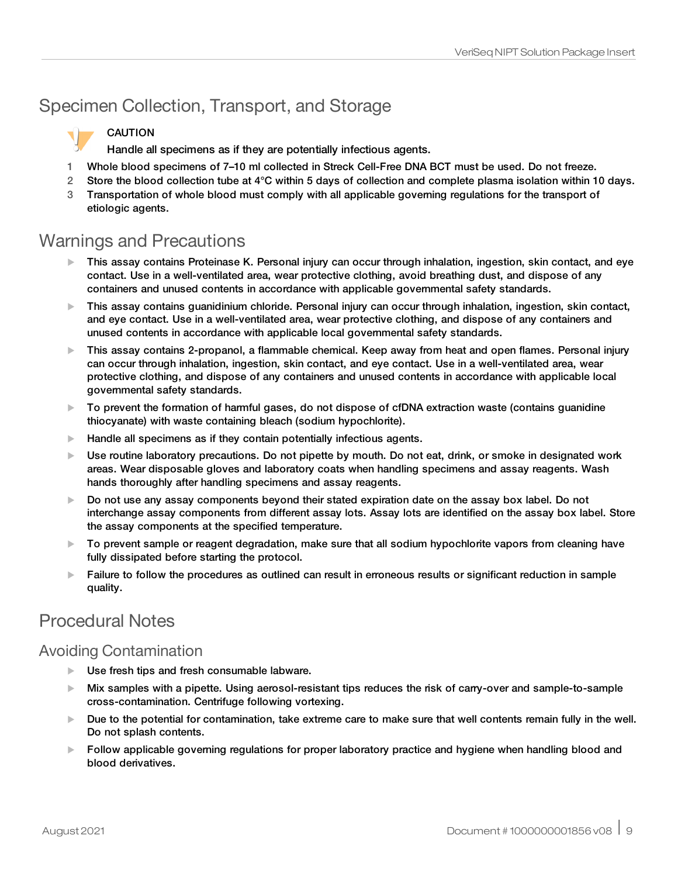## Specimen Collection, Transport, and Storage

> CAUTION
>
> Handle all specimens as if they are potentially infectious agents.

1. Whole blood specimens of 7–10 ml collected in Streck Cell-Free DNA BCT must be used. Do not freeze.
2. Store the blood collection tube at 4°C within 5 days of collection and complete plasma isolation within 10 days.
3. Transportation of whole blood must comply with all applicable governing regulations for the transport of etiologic agents.

## Warnings and Precautions

- This assay contains Proteinase K. Personal injury can occur through inhalation, ingestion, skin contact, and eye contact. Use in a well-ventilated area, wear protective clothing, avoid breathing dust, and dispose of any containers and unused contents in accordance with applicable governmental safety standards.
- This assay contains guanidinium chloride. Personal injury can occur through inhalation, ingestion, skin contact, and eye contact. Use in a well-ventilated area, wear protective clothing, and dispose of any containers and unused contents in accordance with applicable local governmental safety standards.
- This assay contains 2-propanol, a flammable chemical. Keep away from heat and open flames. Personal injury can occur through inhalation, ingestion, skin contact, and eye contact. Use in a well-ventilated area, wear protective clothing, and dispose of any containers and unused contents in accordance with applicable local governmental safety standards.
- To prevent the formation of harmful gases, do not dispose of cfDNA extraction waste (contains guanidine thiocyanate) with waste containing bleach (sodium hypochlorite).
- Handle all specimens as if they contain potentially infectious agents.
- Use routine laboratory precautions. Do not pipette by mouth. Do not eat, drink, or smoke in designated work areas. Wear disposable gloves and laboratory coats when handling specimens and assay reagents. Wash hands thoroughly after handling specimens and assay reagents.
- Do not use any assay components beyond their stated expiration date on the assay box label. Do not interchange assay components from different assay lots. Assay lots are identified on the assay box label. Store the assay components at the specified temperature.
- To prevent sample or reagent degradation, make sure that all sodium hypochlorite vapors from cleaning have fully dissipated before starting the protocol.
- Failure to follow the procedures as outlined can result in erroneous results or significant reduction in sample quality.

## Procedural Notes

### Avoiding Contamination

- Use fresh tips and fresh consumable labware.
- Mix samples with a pipette. Using aerosol-resistant tips reduces the risk of carry-over and sample-to-sample cross-contamination. Centrifuge following vortexing.
- Due to the potential for contamination, take extreme care to make sure that well contents remain fully in the well. Do not splash contents.
- Follow applicable governing regulations for proper laboratory practice and hygiene when handling blood and blood derivatives.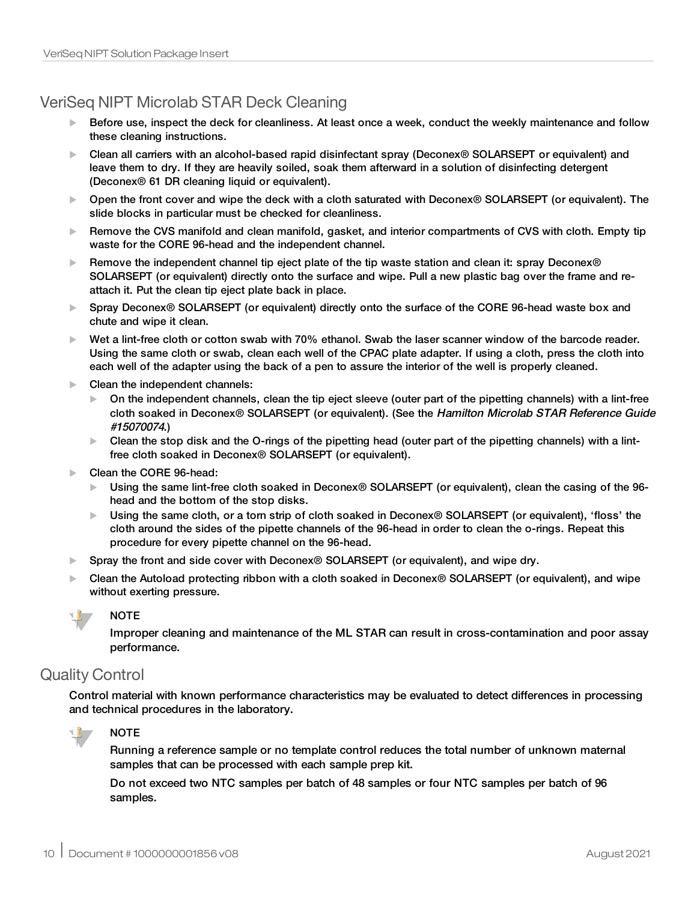## VeriSeq NIPT Microlab STAR Deck Cleaning

- Before use, inspect the deck for cleanliness. At least once a week, conduct the weekly maintenance and follow these cleaning instructions.
- Clean all carriers with an alcohol-based rapid disinfectant spray (Deconex® SOLARSEPT or equivalent) and leave them to dry. If they are heavily soiled, soak them afterward in a solution of disinfecting detergent (Deconex® 61 DR cleaning liquid or equivalent).
- Open the front cover and wipe the deck with a cloth saturated with Deconex® SOLARSEPT (or equivalent). The slide blocks in particular must be checked for cleanliness.
- Remove the CVS manifold and clean manifold, gasket, and interior compartments of CVS with cloth. Empty tip waste for the CORE 96-head and the independent channel.
- Remove the independent channel tip eject plate of the tip waste station and clean it: spray Deconex® SOLARSEPT (or equivalent) directly onto the surface and wipe. Pull a new plastic bag over the frame and re-attach it. Put the clean tip eject plate back in place.
- Spray Deconex® SOLARSEPT (or equivalent) directly onto the surface of the CORE 96-head waste box and chute and wipe it clean.
- Wet a lint-free cloth or cotton swab with 70% ethanol. Swab the laser scanner window of the barcode reader. Using the same cloth or swab, clean each well of the CPAC plate adapter. If using a cloth, press the cloth into each well of the adapter using the back of a pen to assure the interior of the well is properly cleaned.
- Clean the independent channels:
  - On the independent channels, clean the tip eject sleeve (outer part of the pipetting channels) with a lint-free cloth soaked in Deconex® SOLARSEPT (or equivalent). (See the *Hamilton Microlab STAR Reference Guide #15070074*.)
  - Clean the stop disk and the O-rings of the pipetting head (outer part of the pipetting channels) with a lint-free cloth soaked in Deconex® SOLARSEPT (or equivalent).
- Clean the CORE 96-head:
  - Using the same lint-free cloth soaked in Deconex® SOLARSEPT (or equivalent), clean the casing of the 96-head and the bottom of the stop disks.
  - Using the same cloth, or a torn strip of cloth soaked in Deconex® SOLARSEPT (or equivalent), 'floss' the cloth around the sides of the pipette channels of the 96-head in order to clean the o-rings. Repeat this procedure for every pipette channel on the 96-head.
- Spray the front and side cover with Deconex® SOLARSEPT (or equivalent), and wipe dry.
- Clean the Autoload protecting ribbon with a cloth soaked in Deconex® SOLARSEPT (or equivalent), and wipe without exerting pressure.

> **NOTE**
>
> Improper cleaning and maintenance of the ML STAR can result in cross-contamination and poor assay performance.

## Quality Control

Control material with known performance characteristics may be evaluated to detect differences in processing and technical procedures in the laboratory.

> **NOTE**
>
> Running a reference sample or no template control reduces the total number of unknown maternal samples that can be processed with each sample prep kit.
>
> Do not exceed two NTC samples per batch of 48 samples or four NTC samples per batch of 96 samples.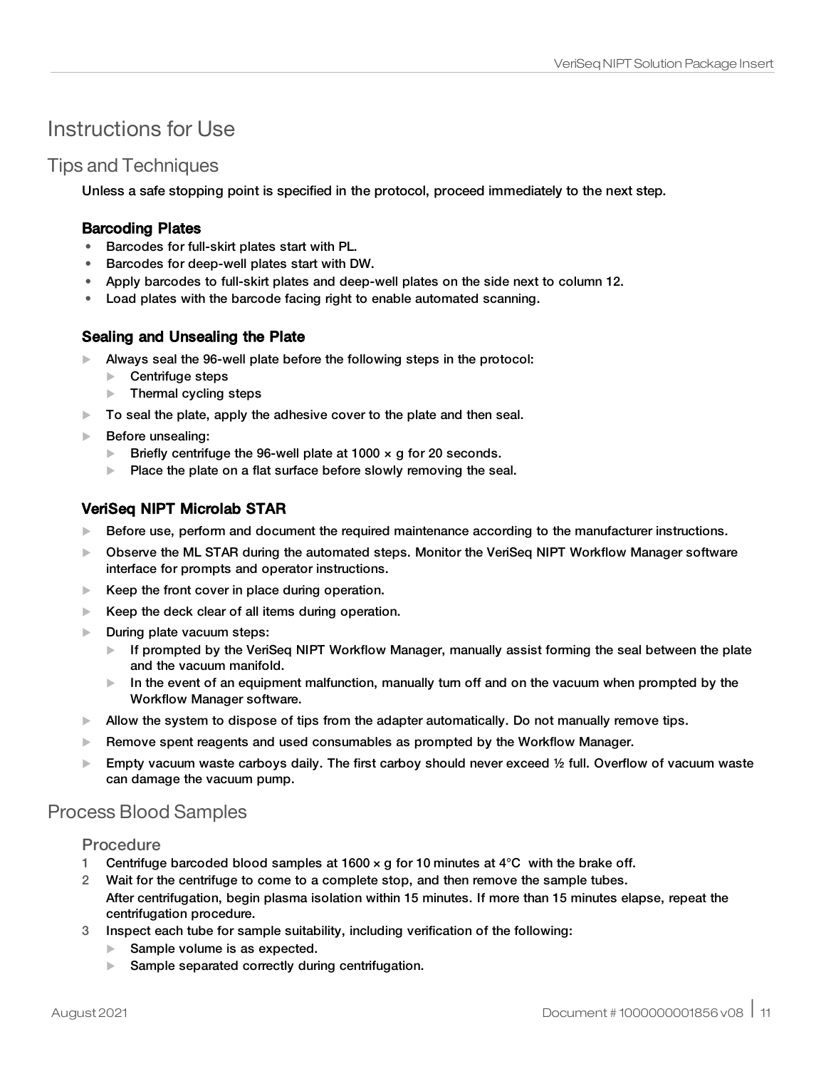# Instructions for Use

## Tips and Techniques

Unless a safe stopping point is specified in the protocol, proceed immediately to the next step.

### Barcoding Plates

- Barcodes for full-skirt plates start with PL.
- Barcodes for deep-well plates start with DW.
- Apply barcodes to full-skirt plates and deep-well plates on the side next to column 12.
- Load plates with the barcode facing right to enable automated scanning.

### Sealing and Unsealing the Plate

- Always seal the 96-well plate before the following steps in the protocol:
  - Centrifuge steps
  - Thermal cycling steps
- To seal the plate, apply the adhesive cover to the plate and then seal.
- Before unsealing:
  - Briefly centrifuge the 96-well plate at 1000 × g for 20 seconds.
  - Place the plate on a flat surface before slowly removing the seal.

### VeriSeq NIPT Microlab STAR

- Before use, perform and document the required maintenance according to the manufacturer instructions.
- Observe the ML STAR during the automated steps. Monitor the VeriSeq NIPT Workflow Manager software interface for prompts and operator instructions.
- Keep the front cover in place during operation.
- Keep the deck clear of all items during operation.
- During plate vacuum steps:
  - If prompted by the VeriSeq NIPT Workflow Manager, manually assist forming the seal between the plate and the vacuum manifold.
  - In the event of an equipment malfunction, manually turn off and on the vacuum when prompted by the Workflow Manager software.
- Allow the system to dispose of tips from the adapter automatically. Do not manually remove tips.
- Remove spent reagents and used consumables as prompted by the Workflow Manager.
- Empty vacuum waste carboys daily. The first carboy should never exceed ½ full. Overflow of vacuum waste can damage the vacuum pump.

## Process Blood Samples

### Procedure

1. Centrifuge barcoded blood samples at 1600 × g for 10 minutes at 4°C with the brake off.
2. Wait for the centrifuge to come to a complete stop, and then remove the sample tubes.
   After centrifugation, begin plasma isolation within 15 minutes. If more than 15 minutes elapse, repeat the centrifugation procedure.
3. Inspect each tube for sample suitability, including verification of the following:
   - Sample volume is as expected.
   - Sample separated correctly during centrifugation.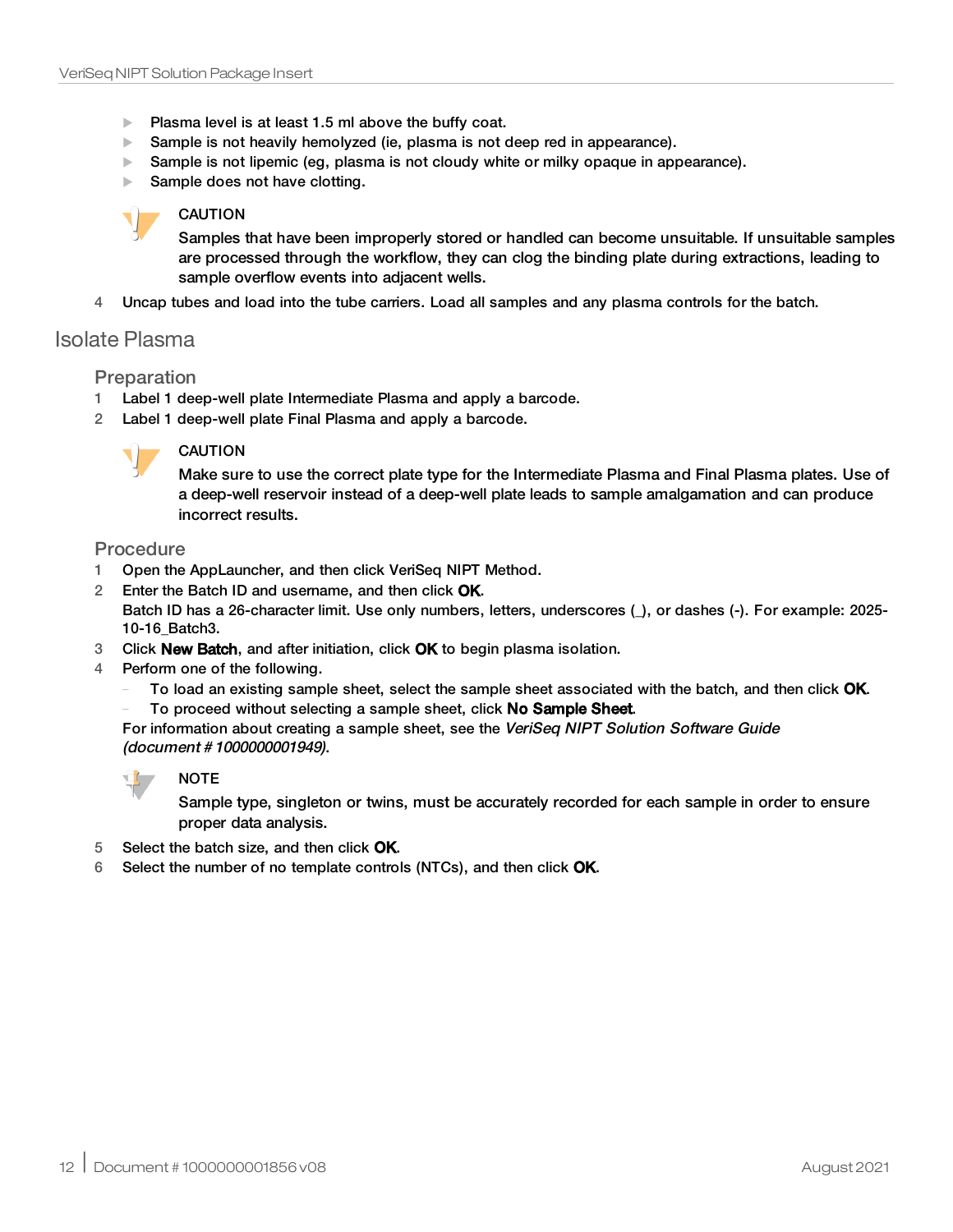- Plasma level is at least 1.5 ml above the buffy coat.
- Sample is not heavily hemolyzed (ie, plasma is not deep red in appearance).
- Sample is not lipemic (eg, plasma is not cloudy white or milky opaque in appearance).
- Sample does not have clotting.

> CAUTION
>
> Samples that have been improperly stored or handled can become unsuitable. If unsuitable samples are processed through the workflow, they can clog the binding plate during extractions, leading to sample overflow events into adjacent wells.

4 Uncap tubes and load into the tube carriers. Load all samples and any plasma controls for the batch.

## Isolate Plasma

### Preparation

1. Label 1 deep-well plate Intermediate Plasma and apply a barcode.
2. Label 1 deep-well plate Final Plasma and apply a barcode.

> CAUTION
>
> Make sure to use the correct plate type for the Intermediate Plasma and Final Plasma plates. Use of a deep-well reservoir instead of a deep-well plate leads to sample amalgamation and can produce incorrect results.

### Procedure

1. Open the AppLauncher, and then click VeriSeq NIPT Method.
2. Enter the Batch ID and username, and then click **OK**.
   Batch ID has a 26-character limit. Use only numbers, letters, underscores (_), or dashes (-). For example: 2025-10-16_Batch3.
3. Click **New Batch**, and after initiation, click **OK** to begin plasma isolation.
4. Perform one of the following.
   - To load an existing sample sheet, select the sample sheet associated with the batch, and then click **OK**.
   - To proceed without selecting a sample sheet, click **No Sample Sheet**.

   For information about creating a sample sheet, see the *VeriSeq NIPT Solution Software Guide (document # 1000000001949)*.

> NOTE
>
> Sample type, singleton or twins, must be accurately recorded for each sample in order to ensure proper data analysis.

5. Select the batch size, and then click **OK**.
6. Select the number of no template controls (NTCs), and then click **OK**.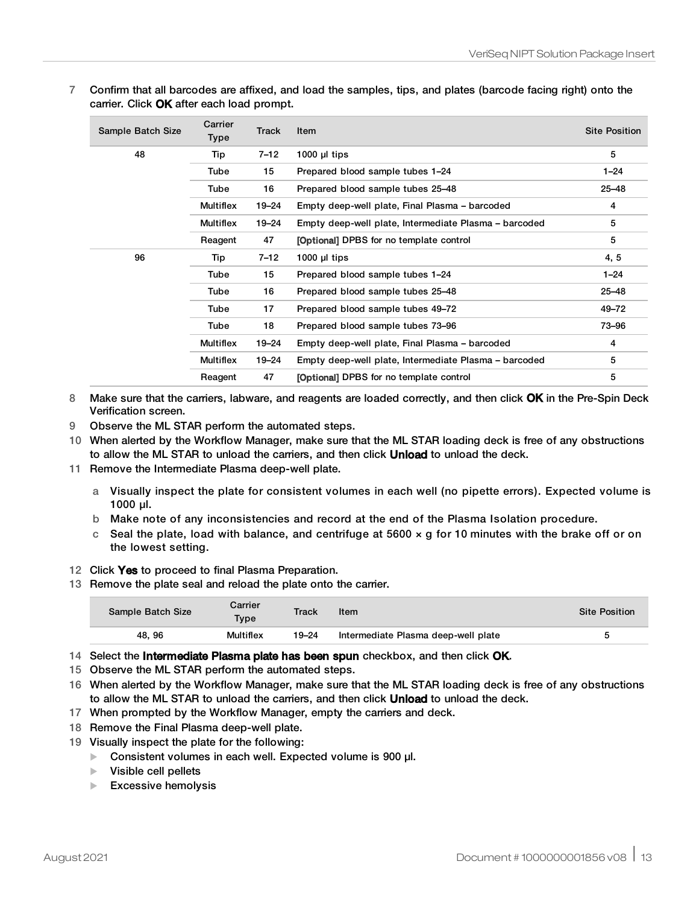7 Confirm that all barcodes are affixed, and load the samples, tips, and plates (barcode facing right) onto the carrier. Click **OK** after each load prompt.

| Sample Batch Size | Carrier Type | Track | Item | Site Position |
|---|---|---|---|---|
| 48 | Tip | 7–12 | 1000 µl tips | 5 |
| | Tube | 15 | Prepared blood sample tubes 1–24 | 1–24 |
| | Tube | 16 | Prepared blood sample tubes 25–48 | 25–48 |
| | Multiflex | 19–24 | Empty deep-well plate, Final Plasma – barcoded | 4 |
| | Multiflex | 19–24 | Empty deep-well plate, Intermediate Plasma – barcoded | 5 |
| | Reagent | 47 | [Optional] DPBS for no template control | 5 |
| 96 | Tip | 7–12 | 1000 µl tips | 4, 5 |
| | Tube | 15 | Prepared blood sample tubes 1–24 | 1–24 |
| | Tube | 16 | Prepared blood sample tubes 25–48 | 25–48 |
| | Tube | 17 | Prepared blood sample tubes 49–72 | 49–72 |
| | Tube | 18 | Prepared blood sample tubes 73–96 | 73–96 |
| | Multiflex | 19–24 | Empty deep-well plate, Final Plasma – barcoded | 4 |
| | Multiflex | 19–24 | Empty deep-well plate, Intermediate Plasma – barcoded | 5 |
| | Reagent | 47 | [Optional] DPBS for no template control | 5 |

8 Make sure that the carriers, labware, and reagents are loaded correctly, and then click **OK** in the Pre-Spin Deck Verification screen.

9 Observe the ML STAR perform the automated steps.

10 When alerted by the Workflow Manager, make sure that the ML STAR loading deck is free of any obstructions to allow the ML STAR to unload the carriers, and then click **Unload** to unload the deck.

11 Remove the Intermediate Plasma deep-well plate.

   a Visually inspect the plate for consistent volumes in each well (no pipette errors). Expected volume is 1000 µl.

   b Make note of any inconsistencies and record at the end of the Plasma Isolation procedure.

   c Seal the plate, load with balance, and centrifuge at 5600 × g for 10 minutes with the brake off or on the lowest setting.

12 Click **Yes** to proceed to final Plasma Preparation.

13 Remove the plate seal and reload the plate onto the carrier.

| Sample Batch Size | Carrier Type | Track | Item | Site Position |
|---|---|---|---|---|
| 48, 96 | Multiflex | 19–24 | Intermediate Plasma deep-well plate | 5 |

14 Select the **Intermediate Plasma plate has been spun** checkbox, and then click **OK**.

15 Observe the ML STAR perform the automated steps.

16 When alerted by the Workflow Manager, make sure that the ML STAR loading deck is free of any obstructions to allow the ML STAR to unload the carriers, and then click **Unload** to unload the deck.

17 When prompted by the Workflow Manager, empty the carriers and deck.

18 Remove the Final Plasma deep-well plate.

19 Visually inspect the plate for the following:

- Consistent volumes in each well. Expected volume is 900 µl.
- Visible cell pellets
- Excessive hemolysis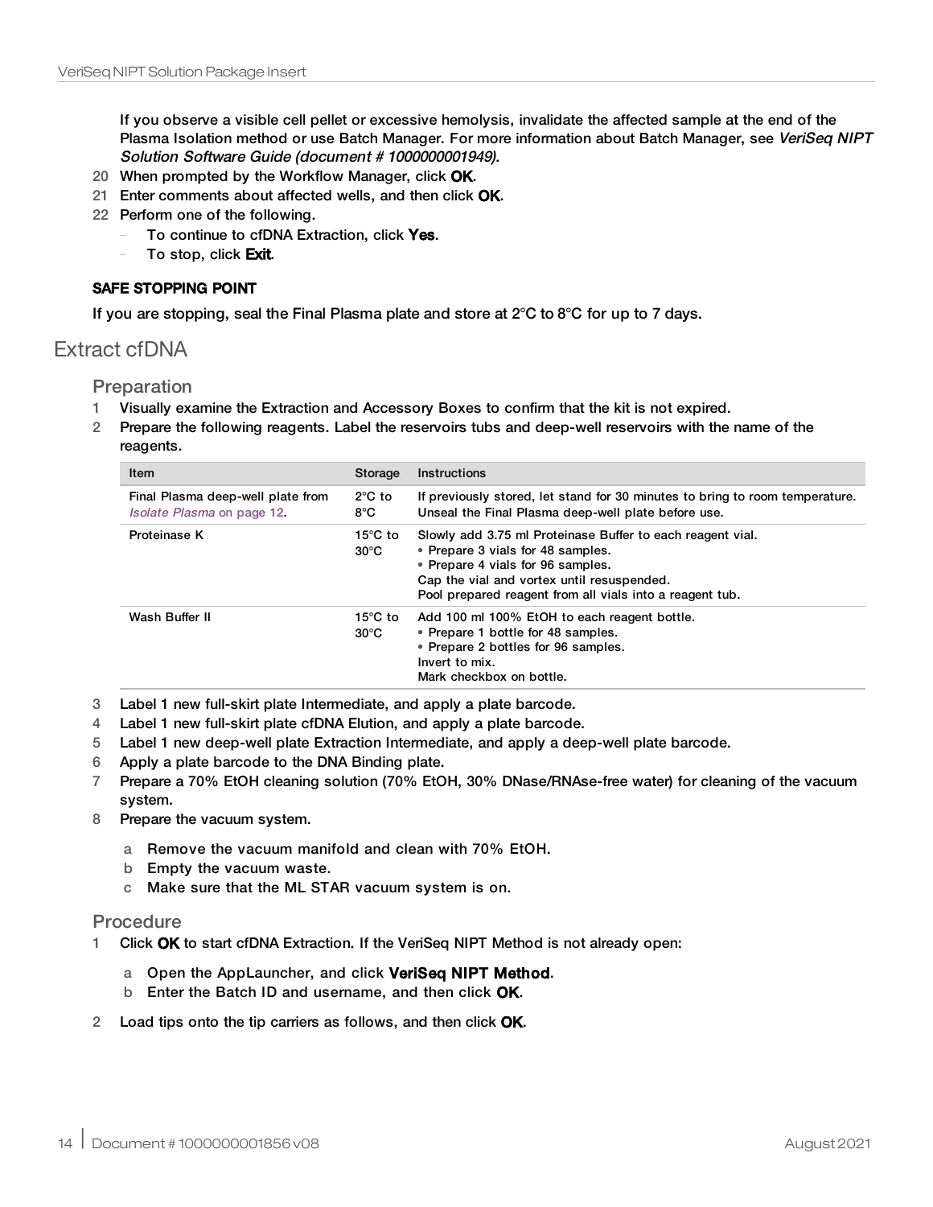If you observe a visible cell pellet or excessive hemolysis, invalidate the affected sample at the end of the Plasma Isolation method or use Batch Manager. For more information about Batch Manager, see *VeriSeq NIPT Solution Software Guide (document # 1000000001949)*.

20 When prompted by the Workflow Manager, click **OK**.
21 Enter comments about affected wells, and then click **OK**.
22 Perform one of the following.
   - To continue to cfDNA Extraction, click **Yes**.
   - To stop, click **Exit**.

**SAFE STOPPING POINT**

If you are stopping, seal the Final Plasma plate and store at 2°C to 8°C for up to 7 days.

## Extract cfDNA

### Preparation

1 Visually examine the Extraction and Accessory Boxes to confirm that the kit is not expired.
2 Prepare the following reagents. Label the reservoirs tubs and deep-well reservoirs with the name of the reagents.

| Item | Storage | Instructions |
| --- | --- | --- |
| Final Plasma deep-well plate from *Isolate Plasma* on page 12. | 2°C to 8°C | If previously stored, let stand for 30 minutes to bring to room temperature. Unseal the Final Plasma deep-well plate before use. |
| Proteinase K | 15°C to 30°C | Slowly add 3.75 ml Proteinase Buffer to each reagent vial. • Prepare 3 vials for 48 samples. • Prepare 4 vials for 96 samples. Cap the vial and vortex until resuspended. Pool prepared reagent from all vials into a reagent tub. |
| Wash Buffer II | 15°C to 30°C | Add 100 ml 100% EtOH to each reagent bottle. • Prepare 1 bottle for 48 samples. • Prepare 2 bottles for 96 samples. Invert to mix. Mark checkbox on bottle. |

3 Label 1 new full-skirt plate Intermediate, and apply a plate barcode.
4 Label 1 new full-skirt plate cfDNA Elution, and apply a plate barcode.
5 Label 1 new deep-well plate Extraction Intermediate, and apply a deep-well plate barcode.
6 Apply a plate barcode to the DNA Binding plate.
7 Prepare a 70% EtOH cleaning solution (70% EtOH, 30% DNase/RNAse-free water) for cleaning of the vacuum system.
8 Prepare the vacuum system.
   a Remove the vacuum manifold and clean with 70% EtOH.
   b Empty the vacuum waste.
   c Make sure that the ML STAR vacuum system is on.

### Procedure

1 Click **OK** to start cfDNA Extraction. If the VeriSeq NIPT Method is not already open:
   a Open the AppLauncher, and click **VeriSeq NIPT Method**.
   b Enter the Batch ID and username, and then click **OK**.
2 Load tips onto the tip carriers as follows, and then click **OK**.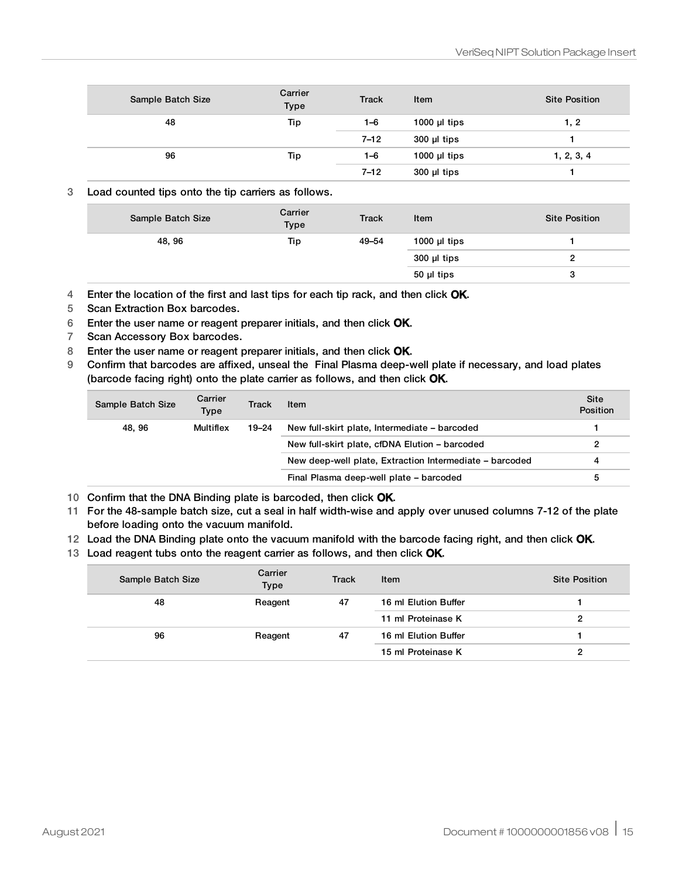| Sample Batch Size | Carrier Type | Track | Item | Site Position |
|---|---|---|---|---|
| 48 | Tip | 1–6 | 1000 µl tips | 1, 2 |
| | | 7–12 | 300 µl tips | 1 |
| 96 | Tip | 1–6 | 1000 µl tips | 1, 2, 3, 4 |
| | | 7–12 | 300 µl tips | 1 |

3 Load counted tips onto the tip carriers as follows.

| Sample Batch Size | Carrier Type | Track | Item | Site Position |
|---|---|---|---|---|
| 48, 96 | Tip | 49–54 | 1000 µl tips | 1 |
| | | | 300 µl tips | 2 |
| | | | 50 µl tips | 3 |

4 Enter the location of the first and last tips for each tip rack, and then click **OK**.
5 Scan Extraction Box barcodes.
6 Enter the user name or reagent preparer initials, and then click **OK**.
7 Scan Accessory Box barcodes.
8 Enter the user name or reagent preparer initials, and then click **OK**.
9 Confirm that barcodes are affixed, unseal the Final Plasma deep-well plate if necessary, and load plates (barcode facing right) onto the plate carrier as follows, and then click **OK**.

| Sample Batch Size | Carrier Type | Track | Item | Site Position |
|---|---|---|---|---|
| 48, 96 | Multiflex | 19–24 | New full-skirt plate, Intermediate – barcoded | 1 |
| | | | New full-skirt plate, cfDNA Elution – barcoded | 2 |
| | | | New deep-well plate, Extraction Intermediate – barcoded | 4 |
| | | | Final Plasma deep-well plate – barcoded | 5 |

10 Confirm that the DNA Binding plate is barcoded, then click **OK**.
11 For the 48-sample batch size, cut a seal in half width-wise and apply over unused columns 7-12 of the plate before loading onto the vacuum manifold.
12 Load the DNA Binding plate onto the vacuum manifold with the barcode facing right, and then click **OK**.
13 Load reagent tubs onto the reagent carrier as follows, and then click **OK**.

| Sample Batch Size | Carrier Type | Track | Item | Site Position |
|---|---|---|---|---|
| 48 | Reagent | 47 | 16 ml Elution Buffer | 1 |
| | | | 11 ml Proteinase K | 2 |
| 96 | Reagent | 47 | 16 ml Elution Buffer | 1 |
| | | | 15 ml Proteinase K | 2 |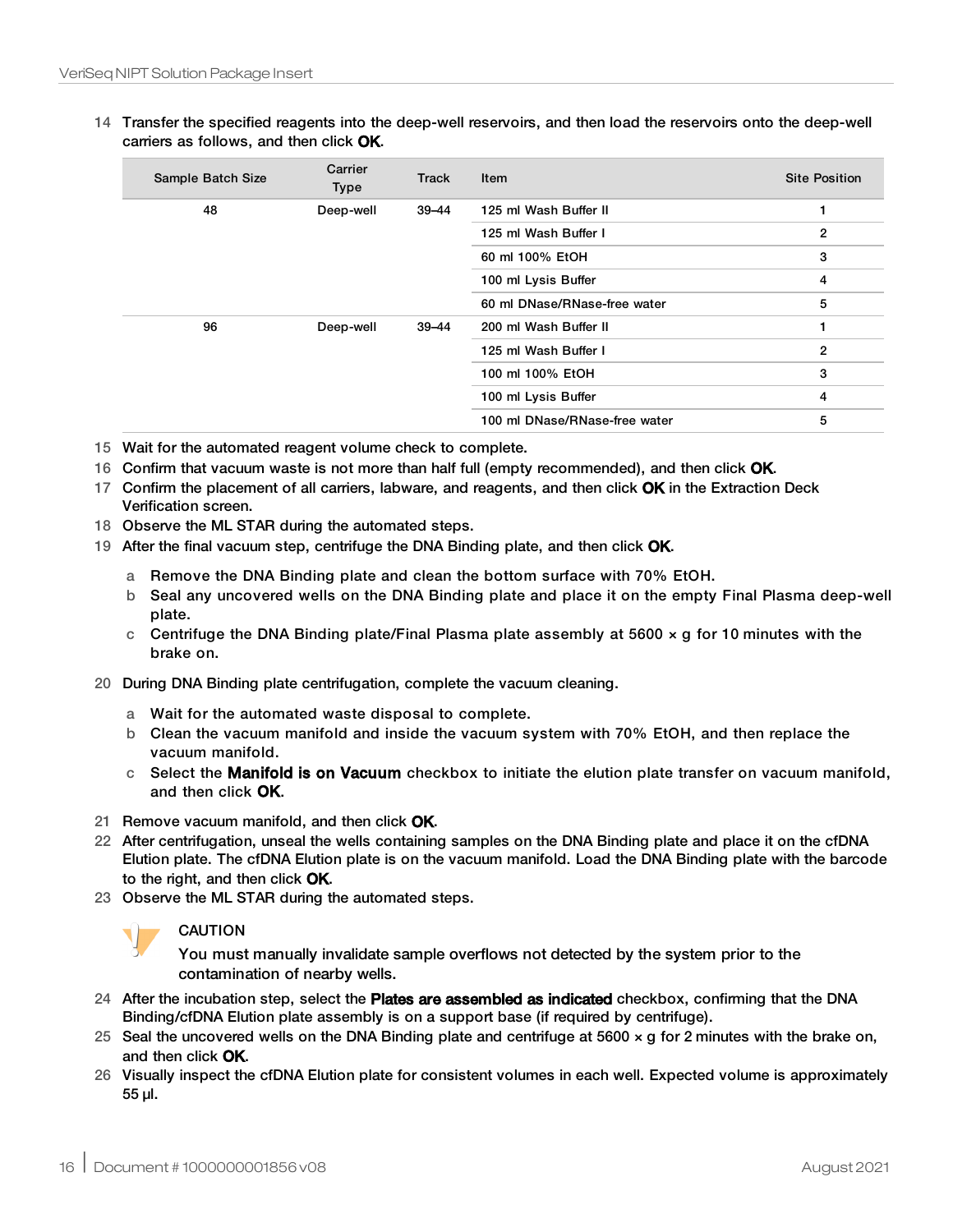14 Transfer the specified reagents into the deep-well reservoirs, and then load the reservoirs onto the deep-well carriers as follows, and then click **OK**.

| Sample Batch Size | Carrier Type | Track | Item | Site Position |
|---|---|---|---|---|
| 48 | Deep-well | 39–44 | 125 ml Wash Buffer II | 1 |
| | | | 125 ml Wash Buffer I | 2 |
| | | | 60 ml 100% EtOH | 3 |
| | | | 100 ml Lysis Buffer | 4 |
| | | | 60 ml DNase/RNase-free water | 5 |
| 96 | Deep-well | 39–44 | 200 ml Wash Buffer II | 1 |
| | | | 125 ml Wash Buffer I | 2 |
| | | | 100 ml 100% EtOH | 3 |
| | | | 100 ml Lysis Buffer | 4 |
| | | | 100 ml DNase/RNase-free water | 5 |

15 Wait for the automated reagent volume check to complete.

16 Confirm that vacuum waste is not more than half full (empty recommended), and then click **OK**.

17 Confirm the placement of all carriers, labware, and reagents, and then click **OK** in the Extraction Deck Verification screen.

18 Observe the ML STAR during the automated steps.

19 After the final vacuum step, centrifuge the DNA Binding plate, and then click **OK**.

  a Remove the DNA Binding plate and clean the bottom surface with 70% EtOH.

  b Seal any uncovered wells on the DNA Binding plate and place it on the empty Final Plasma deep-well plate.

  c Centrifuge the DNA Binding plate/Final Plasma plate assembly at 5600 × g for 10 minutes with the brake on.

20 During DNA Binding plate centrifugation, complete the vacuum cleaning.

  a Wait for the automated waste disposal to complete.

  b Clean the vacuum manifold and inside the vacuum system with 70% EtOH, and then replace the vacuum manifold.

  c Select the **Manifold is on Vacuum** checkbox to initiate the elution plate transfer on vacuum manifold, and then click **OK**.

21 Remove vacuum manifold, and then click **OK**.

22 After centrifugation, unseal the wells containing samples on the DNA Binding plate and place it on the cfDNA Elution plate. The cfDNA Elution plate is on the vacuum manifold. Load the DNA Binding plate with the barcode to the right, and then click **OK**.

23 Observe the ML STAR during the automated steps.

> CAUTION
>
> You must manually invalidate sample overflows not detected by the system prior to the contamination of nearby wells.

24 After the incubation step, select the **Plates are assembled as indicated** checkbox, confirming that the DNA Binding/cfDNA Elution plate assembly is on a support base (if required by centrifuge).

25 Seal the uncovered wells on the DNA Binding plate and centrifuge at 5600 × g for 2 minutes with the brake on, and then click **OK**.

26 Visually inspect the cfDNA Elution plate for consistent volumes in each well. Expected volume is approximately 55 µl.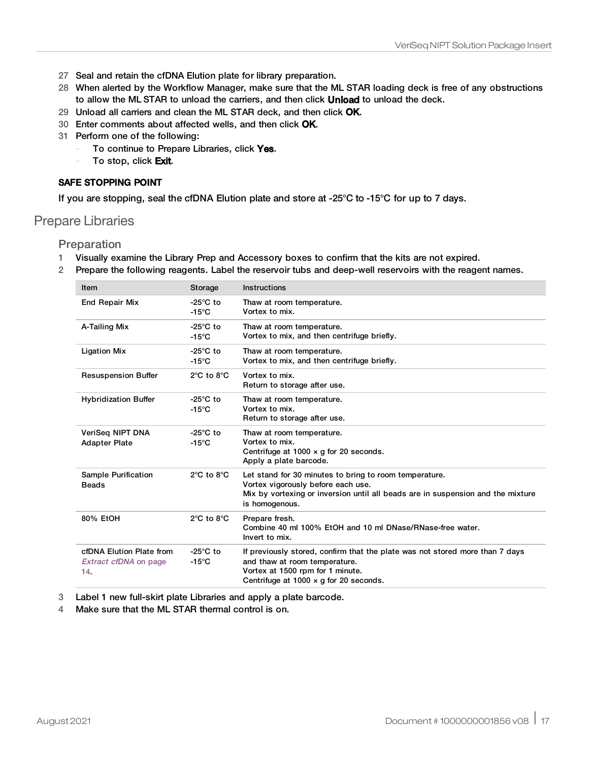27 Seal and retain the cfDNA Elution plate for library preparation.
28 When alerted by the Workflow Manager, make sure that the ML STAR loading deck is free of any obstructions to allow the ML STAR to unload the carriers, and then click **Unload** to unload the deck.
29 Unload all carriers and clean the ML STAR deck, and then click **OK**.
30 Enter comments about affected wells, and then click **OK**.
31 Perform one of the following:
   - To continue to Prepare Libraries, click **Yes**.
   - To stop, click **Exit**.

**SAFE STOPPING POINT**

If you are stopping, seal the cfDNA Elution plate and store at -25°C to -15°C for up to 7 days.

## Prepare Libraries

### Preparation

1 Visually examine the Library Prep and Accessory boxes to confirm that the kits are not expired.
2 Prepare the following reagents. Label the reservoir tubs and deep-well reservoirs with the reagent names.

| Item | Storage | Instructions |
|---|---|---|
| End Repair Mix | -25°C to -15°C | Thaw at room temperature.<br>Vortex to mix. |
| A-Tailing Mix | -25°C to -15°C | Thaw at room temperature.<br>Vortex to mix, and then centrifuge briefly. |
| Ligation Mix | -25°C to -15°C | Thaw at room temperature.<br>Vortex to mix, and then centrifuge briefly. |
| Resuspension Buffer | 2°C to 8°C | Vortex to mix.<br>Return to storage after use. |
| Hybridization Buffer | -25°C to -15°C | Thaw at room temperature.<br>Vortex to mix.<br>Return to storage after use. |
| VeriSeq NIPT DNA Adapter Plate | -25°C to -15°C | Thaw at room temperature.<br>Vortex to mix.<br>Centrifuge at 1000 × g for 20 seconds.<br>Apply a plate barcode. |
| Sample Purification Beads | 2°C to 8°C | Let stand for 30 minutes to bring to room temperature.<br>Vortex vigorously before each use.<br>Mix by vortexing or inversion until all beads are in suspension and the mixture is homogenous. |
| 80% EtOH | 2°C to 8°C | Prepare fresh.<br>Combine 40 ml 100% EtOH and 10 ml DNase/RNase-free water.<br>Invert to mix. |
| cfDNA Elution Plate from *Extract cfDNA* on page 14. | -25°C to -15°C | If previously stored, confirm that the plate was not stored more than 7 days and thaw at room temperature.<br>Vortex at 1500 rpm for 1 minute.<br>Centrifuge at 1000 × g for 20 seconds. |

3 Label 1 new full-skirt plate Libraries and apply a plate barcode.
4 Make sure that the ML STAR thermal control is on.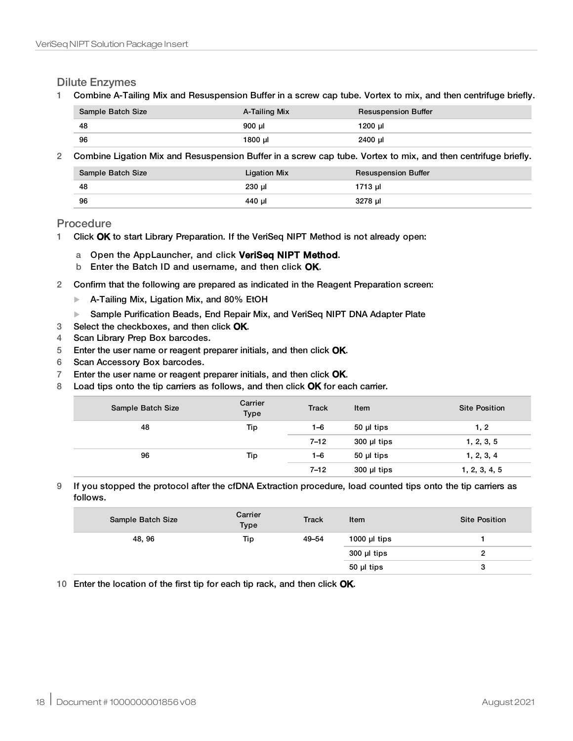### Dilute Enzymes

1 Combine A-Tailing Mix and Resuspension Buffer in a screw cap tube. Vortex to mix, and then centrifuge briefly.

| Sample Batch Size | A-Tailing Mix | Resuspension Buffer |
|---|---|---|
| 48 | 900 µl | 1200 µl |
| 96 | 1800 µl | 2400 µl |

2 Combine Ligation Mix and Resuspension Buffer in a screw cap tube. Vortex to mix, and then centrifuge briefly.

| Sample Batch Size | Ligation Mix | Resuspension Buffer |
|---|---|---|
| 48 | 230 µl | 1713 µl |
| 96 | 440 µl | 3278 µl |

### Procedure

1 Click **OK** to start Library Preparation. If the VeriSeq NIPT Method is not already open:

   a Open the AppLauncher, and click **VeriSeq NIPT Method**.
   
   b Enter the Batch ID and username, and then click **OK**.

2 Confirm that the following are prepared as indicated in the Reagent Preparation screen:

   - A-Tailing Mix, Ligation Mix, and 80% EtOH
   - Sample Purification Beads, End Repair Mix, and VeriSeq NIPT DNA Adapter Plate

3 Select the checkboxes, and then click **OK**.

4 Scan Library Prep Box barcodes.

5 Enter the user name or reagent preparer initials, and then click **OK**.

6 Scan Accessory Box barcodes.

7 Enter the user name or reagent preparer initials, and then click **OK**.

8 Load tips onto the tip carriers as follows, and then click **OK** for each carrier.

| Sample Batch Size | Carrier Type | Track | Item | Site Position |
|---|---|---|---|---|
| 48 | Tip | 1–6 | 50 µl tips | 1, 2 |
| | | 7–12 | 300 µl tips | 1, 2, 3, 5 |
| 96 | Tip | 1–6 | 50 µl tips | 1, 2, 3, 4 |
| | | 7–12 | 300 µl tips | 1, 2, 3, 4, 5 |

9 If you stopped the protocol after the cfDNA Extraction procedure, load counted tips onto the tip carriers as follows.

| Sample Batch Size | Carrier Type | Track | Item | Site Position |
|---|---|---|---|---|
| 48, 96 | Tip | 49–54 | 1000 µl tips | 1 |
| | | | 300 µl tips | 2 |
| | | | 50 µl tips | 3 |

10 Enter the location of the first tip for each tip rack, and then click **OK**.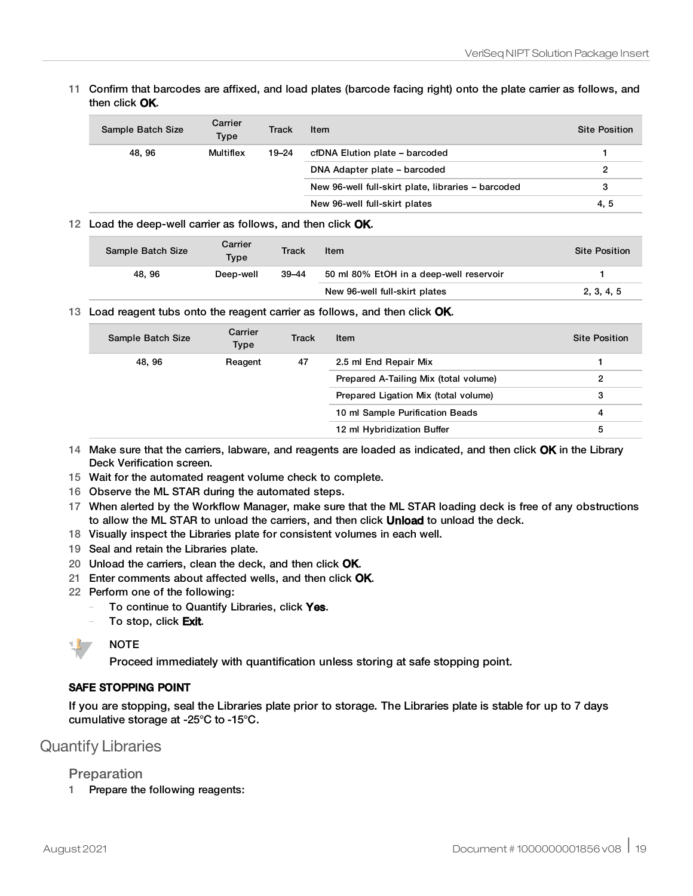11 Confirm that barcodes are affixed, and load plates (barcode facing right) onto the plate carrier as follows, and then click **OK**.

| Sample Batch Size | Carrier Type | Track | Item | Site Position |
|---|---|---|---|---|
| 48, 96 | Multiflex | 19–24 | cfDNA Elution plate – barcoded | 1 |
| | | | DNA Adapter plate – barcoded | 2 |
| | | | New 96-well full-skirt plate, libraries – barcoded | 3 |
| | | | New 96-well full-skirt plates | 4, 5 |

12 Load the deep-well carrier as follows, and then click **OK**.

| Sample Batch Size | Carrier Type | Track | Item | Site Position |
|---|---|---|---|---|
| 48, 96 | Deep-well | 39–44 | 50 ml 80% EtOH in a deep-well reservoir | 1 |
| | | | New 96-well full-skirt plates | 2, 3, 4, 5 |

13 Load reagent tubs onto the reagent carrier as follows, and then click **OK**.

| Sample Batch Size | Carrier Type | Track | Item | Site Position |
|---|---|---|---|---|
| 48, 96 | Reagent | 47 | 2.5 ml End Repair Mix | 1 |
| | | | Prepared A-Tailing Mix (total volume) | 2 |
| | | | Prepared Ligation Mix (total volume) | 3 |
| | | | 10 ml Sample Purification Beads | 4 |
| | | | 12 ml Hybridization Buffer | 5 |

14 Make sure that the carriers, labware, and reagents are loaded as indicated, and then click **OK** in the Library Deck Verification screen.

15 Wait for the automated reagent volume check to complete.

16 Observe the ML STAR during the automated steps.

17 When alerted by the Workflow Manager, make sure that the ML STAR loading deck is free of any obstructions to allow the ML STAR to unload the carriers, and then click **Unload** to unload the deck.

18 Visually inspect the Libraries plate for consistent volumes in each well.

19 Seal and retain the Libraries plate.

20 Unload the carriers, clean the deck, and then click **OK**.

21 Enter comments about affected wells, and then click **OK**.

22 Perform one of the following:
- To continue to Quantify Libraries, click **Yes**.
- To stop, click **Exit**.

NOTE

Proceed immediately with quantification unless storing at safe stopping point.

**SAFE STOPPING POINT**

If you are stopping, seal the Libraries plate prior to storage. The Libraries plate is stable for up to 7 days cumulative storage at -25°C to -15°C.

## Quantify Libraries

### Preparation

1 Prepare the following reagents: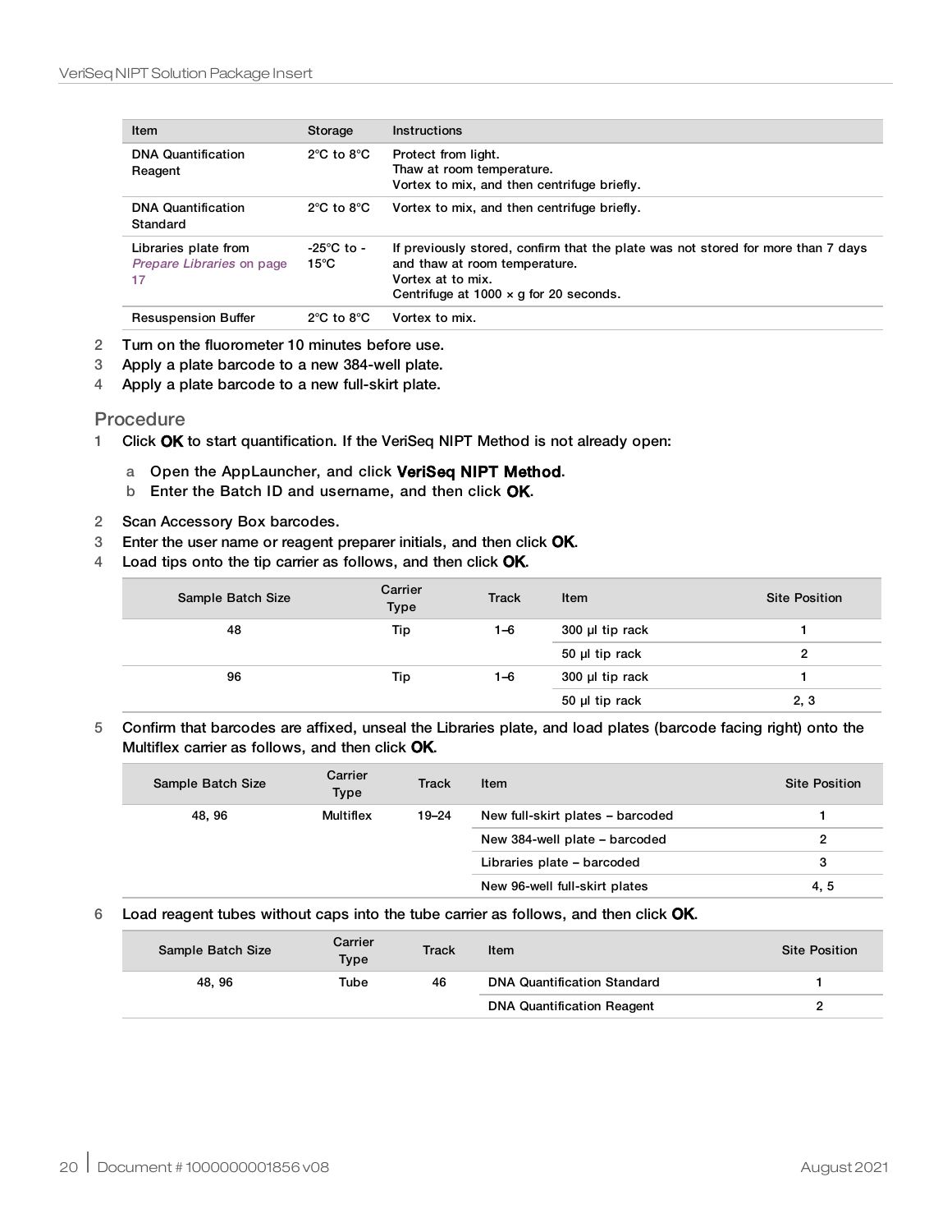| Item | Storage | Instructions |
| --- | --- | --- |
| DNA Quantification Reagent | 2°C to 8°C | Protect from light.<br>Thaw at room temperature.<br>Vortex to mix, and then centrifuge briefly. |
| DNA Quantification Standard | 2°C to 8°C | Vortex to mix, and then centrifuge briefly. |
| Libraries plate from *Prepare Libraries* on page 17 | -25°C to -15°C | If previously stored, confirm that the plate was not stored for more than 7 days and thaw at room temperature.<br>Vortex at to mix.<br>Centrifuge at 1000 × g for 20 seconds. |
| Resuspension Buffer | 2°C to 8°C | Vortex to mix. |

2 Turn on the fluorometer 10 minutes before use.
3 Apply a plate barcode to a new 384-well plate.
4 Apply a plate barcode to a new full-skirt plate.

## Procedure

1 Click **OK** to start quantification. If the VeriSeq NIPT Method is not already open:
   a Open the AppLauncher, and click **VeriSeq NIPT Method**.
   b Enter the Batch ID and username, and then click **OK**.
2 Scan Accessory Box barcodes.
3 Enter the user name or reagent preparer initials, and then click **OK**.
4 Load tips onto the tip carrier as follows, and then click **OK**.

| Sample Batch Size | Carrier Type | Track | Item | Site Position |
| --- | --- | --- | --- | --- |
| 48 | Tip | 1–6 | 300 µl tip rack | 1 |
| | | | 50 µl tip rack | 2 |
| 96 | Tip | 1–6 | 300 µl tip rack | 1 |
| | | | 50 µl tip rack | 2, 3 |

5 Confirm that barcodes are affixed, unseal the Libraries plate, and load plates (barcode facing right) onto the Multiflex carrier as follows, and then click **OK**.

| Sample Batch Size | Carrier Type | Track | Item | Site Position |
| --- | --- | --- | --- | --- |
| 48, 96 | Multiflex | 19–24 | New full-skirt plates – barcoded | 1 |
| | | | New 384-well plate – barcoded | 2 |
| | | | Libraries plate – barcoded | 3 |
| | | | New 96-well full-skirt plates | 4, 5 |

6 Load reagent tubes without caps into the tube carrier as follows, and then click **OK**.

| Sample Batch Size | Carrier Type | Track | Item | Site Position |
| --- | --- | --- | --- | --- |
| 48, 96 | Tube | 46 | DNA Quantification Standard | 1 |
| | | | DNA Quantification Reagent | 2 |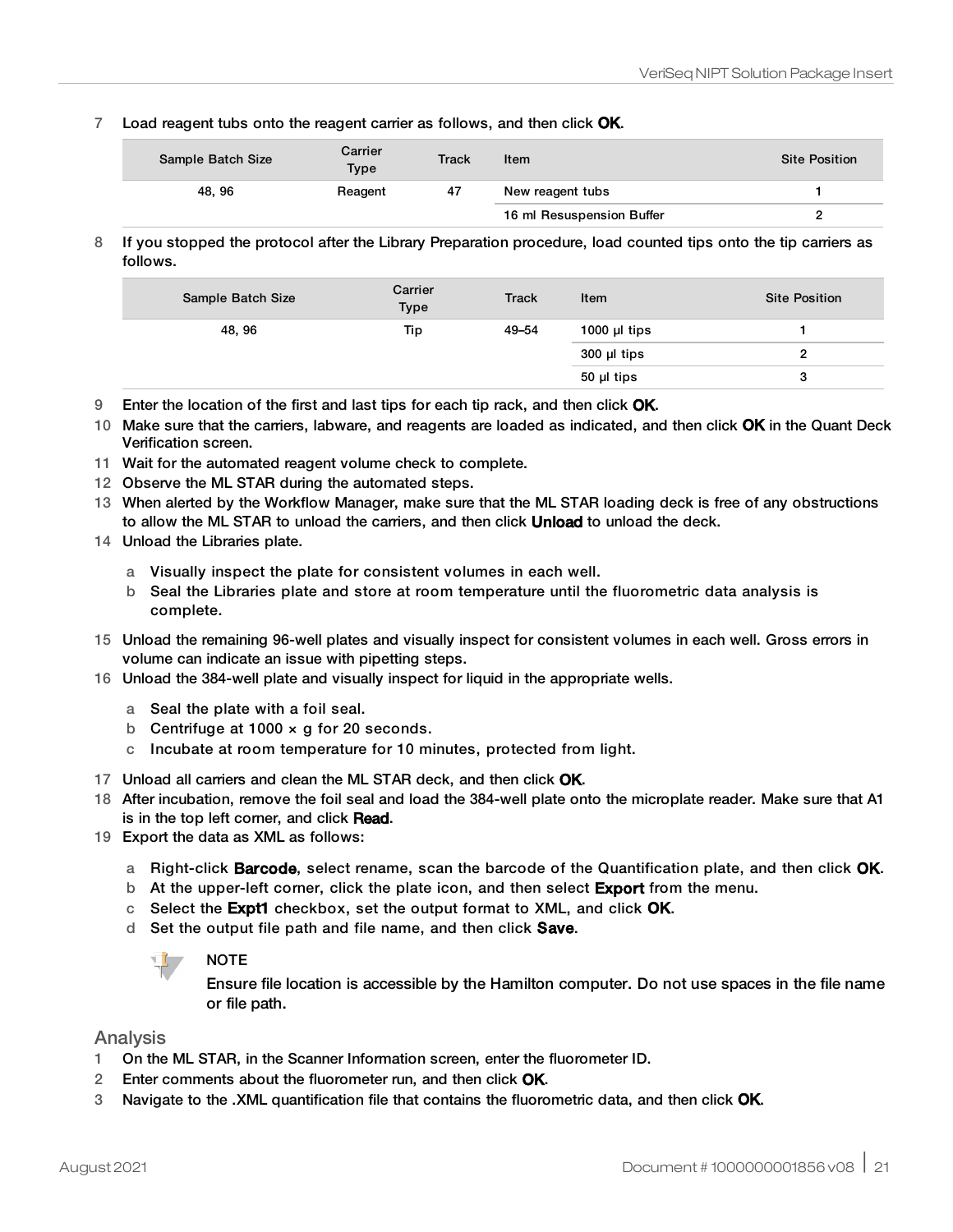7. Load reagent tubs onto the reagent carrier as follows, and then click **OK.**

| Sample Batch Size | Carrier Type | Track | Item | Site Position |
|---|---|---|---|---|
| 48, 96 | Reagent | 47 | New reagent tubs | 1 |
| | | | 16 ml Resuspension Buffer | 2 |

8. If you stopped the protocol after the Library Preparation procedure, load counted tips onto the tip carriers as follows.

| Sample Batch Size | Carrier Type | Track | Item | Site Position |
|---|---|---|---|---|
| 48, 96 | Tip | 49–54 | 1000 µl tips | 1 |
| | | | 300 µl tips | 2 |
| | | | 50 µl tips | 3 |

9. Enter the location of the first and last tips for each tip rack, and then click **OK**.
10. Make sure that the carriers, labware, and reagents are loaded as indicated, and then click **OK** in the Quant Deck Verification screen.
11. Wait for the automated reagent volume check to complete.
12. Observe the ML STAR during the automated steps.
13. When alerted by the Workflow Manager, make sure that the ML STAR loading deck is free of any obstructions to allow the ML STAR to unload the carriers, and then click **Unload** to unload the deck.
14. Unload the Libraries plate.
    a. Visually inspect the plate for consistent volumes in each well.
    b. Seal the Libraries plate and store at room temperature until the fluorometric data analysis is complete.
15. Unload the remaining 96-well plates and visually inspect for consistent volumes in each well. Gross errors in volume can indicate an issue with pipetting steps.
16. Unload the 384-well plate and visually inspect for liquid in the appropriate wells.
    a. Seal the plate with a foil seal.
    b. Centrifuge at 1000 × g for 20 seconds.
    c. Incubate at room temperature for 10 minutes, protected from light.
17. Unload all carriers and clean the ML STAR deck, and then click **OK**.
18. After incubation, remove the foil seal and load the 384-well plate onto the microplate reader. Make sure that A1 is in the top left corner, and click **Read**.
19. Export the data as XML as follows:
    a. Right-click **Barcode**, select rename, scan the barcode of the Quantification plate, and then click **OK**.
    b. At the upper-left corner, click the plate icon, and then select **Export** from the menu.
    c. Select the **Expt1** checkbox, set the output format to XML, and click **OK**.
    d. Set the output file path and file name, and then click **Save**.

    NOTE

    Ensure file location is accessible by the Hamilton computer. Do not use spaces in the file name or file path.

## Analysis

1. On the ML STAR, in the Scanner Information screen, enter the fluorometer ID.
2. Enter comments about the fluorometer run, and then click **OK**.
3. Navigate to the .XML quantification file that contains the fluorometric data, and then click **OK**.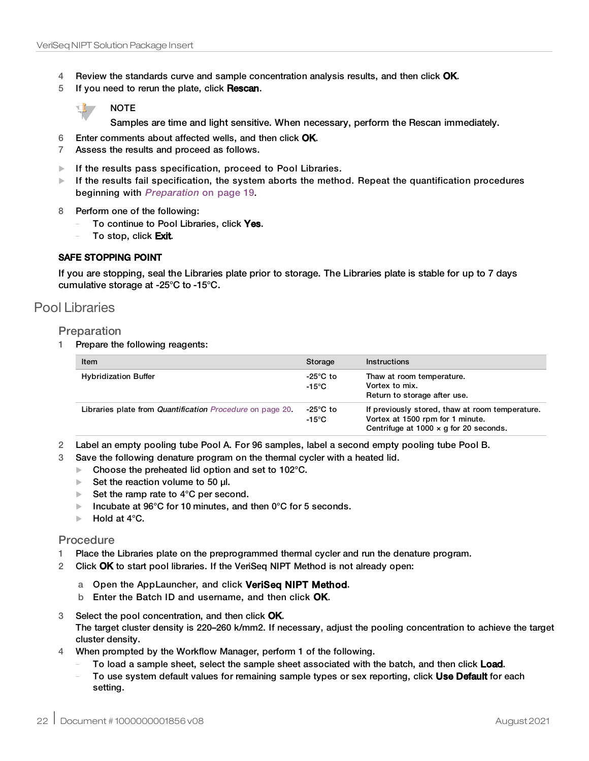4 Review the standards curve and sample concentration analysis results, and then click **OK**.
5 If you need to rerun the plate, click **Rescan**.

> **NOTE**
>
> Samples are time and light sensitive. When necessary, perform the Rescan immediately.

6 Enter comments about affected wells, and then click **OK**.
7 Assess the results and proceed as follows.

- If the results pass specification, proceed to Pool Libraries.
- If the results fail specification, the system aborts the method. Repeat the quantification procedures beginning with *Preparation* on page 19.

8 Perform one of the following:
   - To continue to Pool Libraries, click **Yes**.
   - To stop, click **Exit**.

**SAFE STOPPING POINT**

If you are stopping, seal the Libraries plate prior to storage. The Libraries plate is stable for up to 7 days cumulative storage at -25°C to -15°C.

## Pool Libraries

### Preparation

1 Prepare the following reagents:

| Item | Storage | Instructions |
| --- | --- | --- |
| Hybridization Buffer | -25°C to -15°C | Thaw at room temperature.<br>Vortex to mix.<br>Return to storage after use. |
| Libraries plate from *Quantification Procedure* on page 20. | -25°C to -15°C | If previously stored, thaw at room temperature.<br>Vortex at 1500 rpm for 1 minute.<br>Centrifuge at 1000 × g for 20 seconds. |

2 Label an empty pooling tube Pool A. For 96 samples, label a second empty pooling tube Pool B.
3 Save the following denature program on the thermal cycler with a heated lid.
   - Choose the preheated lid option and set to 102°C.
   - Set the reaction volume to 50 µl.
   - Set the ramp rate to 4°C per second.
   - Incubate at 96°C for 10 minutes, and then 0°C for 5 seconds.
   - Hold at 4°C.

### Procedure

1 Place the Libraries plate on the preprogrammed thermal cycler and run the denature program.
2 Click **OK** to start pool libraries. If the VeriSeq NIPT Method is not already open:
   a Open the AppLauncher, and click **VeriSeq NIPT Method**.
   b Enter the Batch ID and username, and then click **OK**.
3 Select the pool concentration, and then click **OK**.
   The target cluster density is 220–260 k/mm2. If necessary, adjust the pooling concentration to achieve the target cluster density.
4 When prompted by the Workflow Manager, perform 1 of the following.
   - To load a sample sheet, select the sample sheet associated with the batch, and then click **Load**.
   - To use system default values for remaining sample types or sex reporting, click **Use Default** for each setting.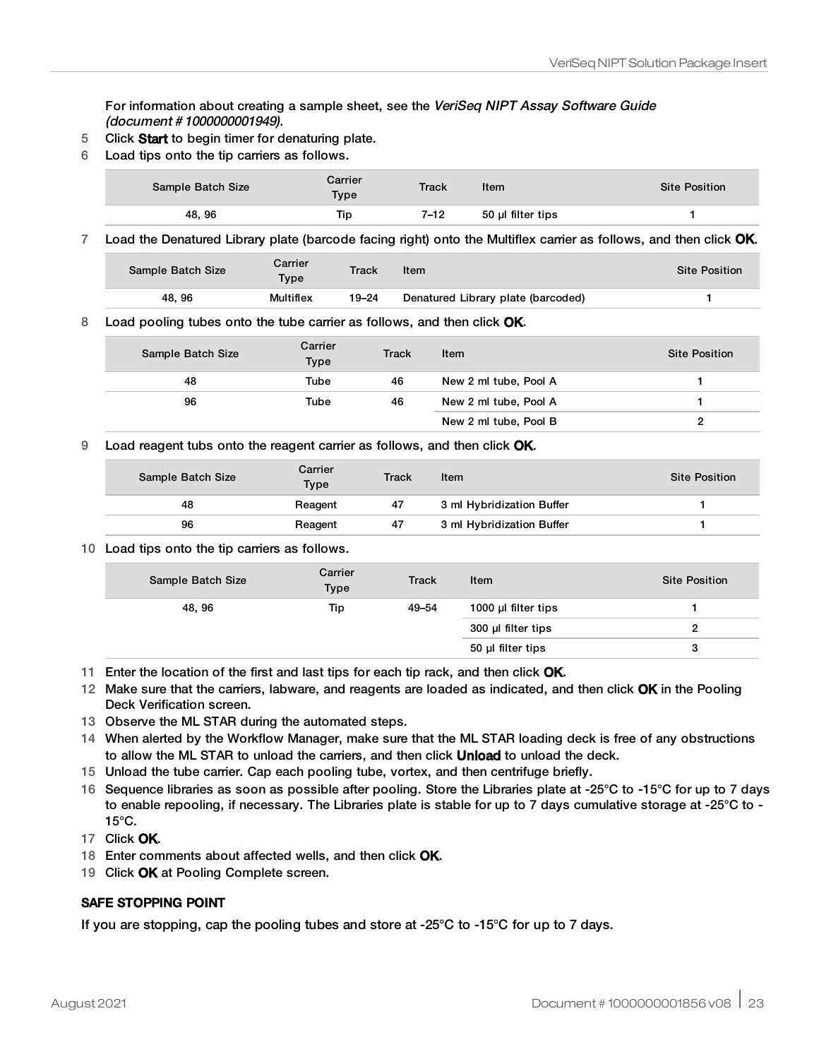For information about creating a sample sheet, see the *VeriSeq NIPT Assay Software Guide (document # 1000000001949)*.

5 Click **Start** to begin timer for denaturing plate.

6 Load tips onto the tip carriers as follows.

| Sample Batch Size | Carrier Type | Track | Item | Site Position |
|---|---|---|---|---|
| 48, 96 | Tip | 7–12 | 50 µl filter tips | 1 |

7 Load the Denatured Library plate (barcode facing right) onto the Multiflex carrier as follows, and then click **OK**.

| Sample Batch Size | Carrier Type | Track | Item | Site Position |
|---|---|---|---|---|
| 48, 96 | Multiflex | 19–24 | Denatured Library plate (barcoded) | 1 |

8 Load pooling tubes onto the tube carrier as follows, and then click **OK**.

| Sample Batch Size | Carrier Type | Track | Item | Site Position |
|---|---|---|---|---|
| 48 | Tube | 46 | New 2 ml tube, Pool A | 1 |
| 96 | Tube | 46 | New 2 ml tube, Pool A | 1 |
| | | | New 2 ml tube, Pool B | 2 |

9 Load reagent tubs onto the reagent carrier as follows, and then click **OK**.

| Sample Batch Size | Carrier Type | Track | Item | Site Position |
|---|---|---|---|---|
| 48 | Reagent | 47 | 3 ml Hybridization Buffer | 1 |
| 96 | Reagent | 47 | 3 ml Hybridization Buffer | 1 |

10 Load tips onto the tip carriers as follows.

| Sample Batch Size | Carrier Type | Track | Item | Site Position |
|---|---|---|---|---|
| 48, 96 | Tip | 49–54 | 1000 µl filter tips | 1 |
| | | | 300 µl filter tips | 2 |
| | | | 50 µl filter tips | 3 |

11 Enter the location of the first and last tips for each tip rack, and then click **OK**.

12 Make sure that the carriers, labware, and reagents are loaded as indicated, and then click **OK** in the Pooling Deck Verification screen.

13 Observe the ML STAR during the automated steps.

14 When alerted by the Workflow Manager, make sure that the ML STAR loading deck is free of any obstructions to allow the ML STAR to unload the carriers, and then click **Unload** to unload the deck.

15 Unload the tube carrier. Cap each pooling tube, vortex, and then centrifuge briefly.

16 Sequence libraries as soon as possible after pooling. Store the Libraries plate at -25°C to -15°C for up to 7 days to enable repooling, if necessary. The Libraries plate is stable for up to 7 days cumulative storage at -25°C to -15°C.

17 Click **OK**.

18 Enter comments about affected wells, and then click **OK**.

19 Click **OK** at Pooling Complete screen.

**SAFE STOPPING POINT**

If you are stopping, cap the pooling tubes and store at -25°C to -15°C for up to 7 days.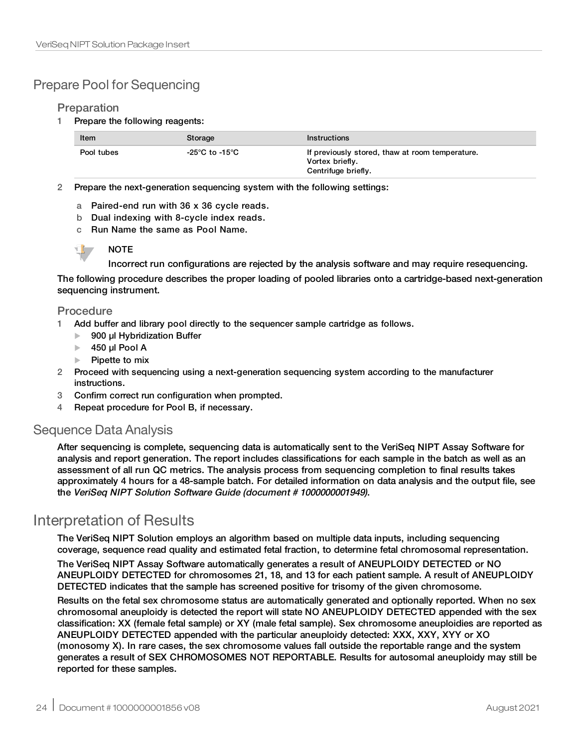## Prepare Pool for Sequencing

### Preparation

1 Prepare the following reagents:

| Item | Storage | Instructions |
|---|---|---|
| Pool tubes | -25°C to -15°C | If previously stored, thaw at room temperature.<br>Vortex briefly.<br>Centrifuge briefly. |

2 Prepare the next-generation sequencing system with the following settings:

   a Paired-end run with 36 x 36 cycle reads.

   b Dual indexing with 8-cycle index reads.

   c Run Name the same as Pool Name.

> **NOTE**
>
> Incorrect run configurations are rejected by the analysis software and may require resequencing.

The following procedure describes the proper loading of pooled libraries onto a cartridge-based next-generation sequencing instrument.

### Procedure

1 Add buffer and library pool directly to the sequencer sample cartridge as follows.
   - 900 µl Hybridization Buffer
   - 450 µl Pool A
   - Pipette to mix

2 Proceed with sequencing using a next-generation sequencing system according to the manufacturer instructions.

3 Confirm correct run configuration when prompted.

4 Repeat procedure for Pool B, if necessary.

## Sequence Data Analysis

After sequencing is complete, sequencing data is automatically sent to the VeriSeq NIPT Assay Software for analysis and report generation. The report includes classifications for each sample in the batch as well as an assessment of all run QC metrics. The analysis process from sequencing completion to final results takes approximately 4 hours for a 48-sample batch. For detailed information on data analysis and the output file, see the *VeriSeq NIPT Solution Software Guide (document # 1000000001949)*.

# Interpretation of Results

The VeriSeq NIPT Solution employs an algorithm based on multiple data inputs, including sequencing coverage, sequence read quality and estimated fetal fraction, to determine fetal chromosomal representation.

The VeriSeq NIPT Assay Software automatically generates a result of ANEUPLOIDY DETECTED or NO ANEUPLOIDY DETECTED for chromosomes 21, 18, and 13 for each patient sample. A result of ANEUPLOIDY DETECTED indicates that the sample has screened positive for trisomy of the given chromosome.

Results on the fetal sex chromosome status are automatically generated and optionally reported. When no sex chromosomal aneuploidy is detected the report will state NO ANEUPLOIDY DETECTED appended with the sex classification: XX (female fetal sample) or XY (male fetal sample). Sex chromosome aneuploidies are reported as ANEUPLOIDY DETECTED appended with the particular aneuploidy detected: XXX, XXY, XYY or XO (monosomy X). In rare cases, the sex chromosome values fall outside the reportable range and the system generates a result of SEX CHROMOSOMES NOT REPORTABLE. Results for autosomal aneuploidy may still be reported for these samples.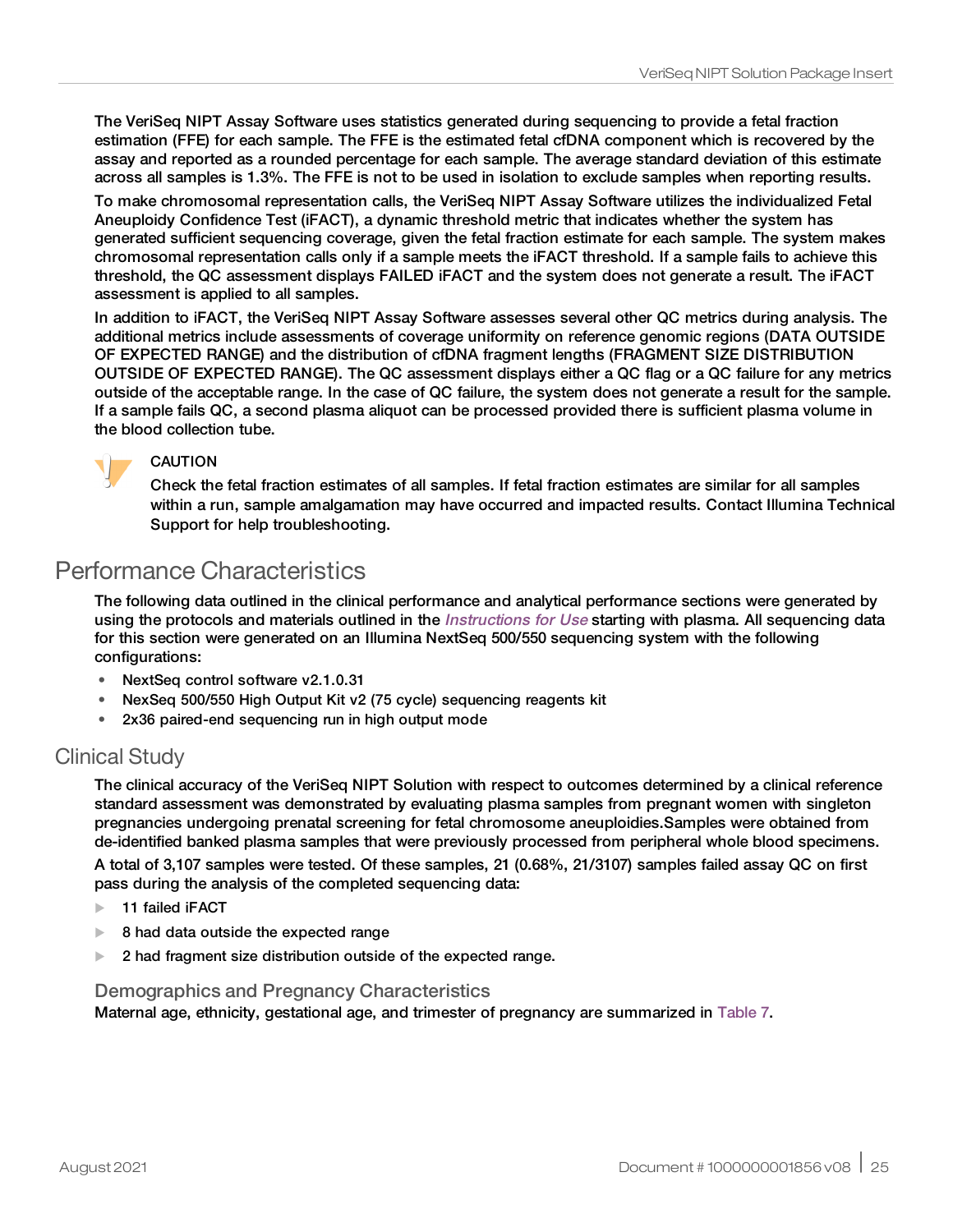The VeriSeq NIPT Assay Software uses statistics generated during sequencing to provide a fetal fraction estimation (FFE) for each sample. The FFE is the estimated fetal cfDNA component which is recovered by the assay and reported as a rounded percentage for each sample. The average standard deviation of this estimate across all samples is 1.3%. The FFE is not to be used in isolation to exclude samples when reporting results.

To make chromosomal representation calls, the VeriSeq NIPT Assay Software utilizes the individualized Fetal Aneuploidy Confidence Test (iFACT), a dynamic threshold metric that indicates whether the system has generated sufficient sequencing coverage, given the fetal fraction estimate for each sample. The system makes chromosomal representation calls only if a sample meets the iFACT threshold. If a sample fails to achieve this threshold, the QC assessment displays FAILED iFACT and the system does not generate a result. The iFACT assessment is applied to all samples.

In addition to iFACT, the VeriSeq NIPT Assay Software assesses several other QC metrics during analysis. The additional metrics include assessments of coverage uniformity on reference genomic regions (DATA OUTSIDE OF EXPECTED RANGE) and the distribution of cfDNA fragment lengths (FRAGMENT SIZE DISTRIBUTION OUTSIDE OF EXPECTED RANGE). The QC assessment displays either a QC flag or a QC failure for any metrics outside of the acceptable range. In the case of QC failure, the system does not generate a result for the sample. If a sample fails QC, a second plasma aliquot can be processed provided there is sufficient plasma volume in the blood collection tube.

CAUTION

Check the fetal fraction estimates of all samples. If fetal fraction estimates are similar for all samples within a run, sample amalgamation may have occurred and impacted results. Contact Illumina Technical Support for help troubleshooting.

# Performance Characteristics

The following data outlined in the clinical performance and analytical performance sections were generated by using the protocols and materials outlined in the *Instructions for Use* starting with plasma. All sequencing data for this section were generated on an Illumina NextSeq 500/550 sequencing system with the following configurations:

- NextSeq control software v2.1.0.31
- NexSeq 500/550 High Output Kit v2 (75 cycle) sequencing reagents kit
- 2x36 paired-end sequencing run in high output mode

## Clinical Study

The clinical accuracy of the VeriSeq NIPT Solution with respect to outcomes determined by a clinical reference standard assessment was demonstrated by evaluating plasma samples from pregnant women with singleton pregnancies undergoing prenatal screening for fetal chromosome aneuploidies.Samples were obtained from de-identified banked plasma samples that were previously processed from peripheral whole blood specimens.

A total of 3,107 samples were tested. Of these samples, 21 (0.68%, 21/3107) samples failed assay QC on first pass during the analysis of the completed sequencing data:

- 11 failed iFACT
- 8 had data outside the expected range
- 2 had fragment size distribution outside of the expected range.

### Demographics and Pregnancy Characteristics

Maternal age, ethnicity, gestational age, and trimester of pregnancy are summarized in Table 7.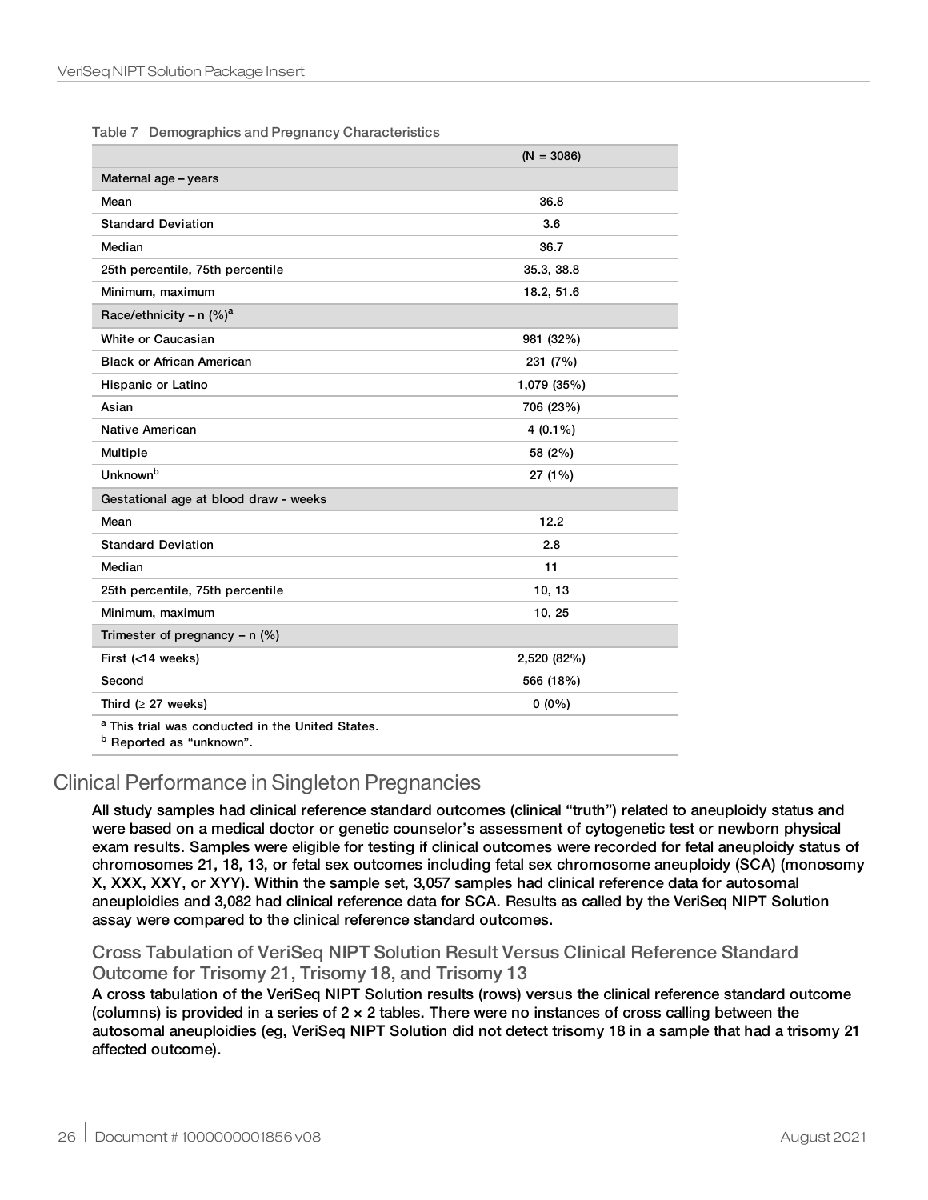Table 7 Demographics and Pregnancy Characteristics

| | (N = 3086) |
|---|---|
| **Maternal age – years** | |
| Mean | 36.8 |
| Standard Deviation | 3.6 |
| Median | 36.7 |
| 25th percentile, 75th percentile | 35.3, 38.8 |
| Minimum, maximum | 18.2, 51.6 |
| **Race/ethnicity – n (%)[a]** | |
| White or Caucasian | 981 (32%) |
| Black or African American | 231 (7%) |
| Hispanic or Latino | 1,079 (35%) |
| Asian | 706 (23%) |
| Native American | 4 (0.1%) |
| Multiple | 58 (2%) |
| Unknown[b] | 27 (1%) |
| **Gestational age at blood draw - weeks** | |
| Mean | 12.2 |
| Standard Deviation | 2.8 |
| Median | 11 |
| 25th percentile, 75th percentile | 10, 13 |
| Minimum, maximum | 10, 25 |
| **Trimester of pregnancy – n (%)** | |
| First (<14 weeks) | 2,520 (82%) |
| Second | 566 (18%) |
| Third (≥ 27 weeks) | 0 (0%) |

[a] This trial was conducted in the United States.
[b] Reported as "unknown".

## Clinical Performance in Singleton Pregnancies

All study samples had clinical reference standard outcomes (clinical "truth") related to aneuploidy status and were based on a medical doctor or genetic counselor's assessment of cytogenetic test or newborn physical exam results. Samples were eligible for testing if clinical outcomes were recorded for fetal aneuploidy status of chromosomes 21, 18, 13, or fetal sex outcomes including fetal sex chromosome aneuploidy (SCA) (monosomy X, XXX, XXY, or XYY). Within the sample set, 3,057 samples had clinical reference data for autosomal aneuploidies and 3,082 had clinical reference data for SCA. Results as called by the VeriSeq NIPT Solution assay were compared to the clinical reference standard outcomes.

### Cross Tabulation of VeriSeq NIPT Solution Result Versus Clinical Reference Standard Outcome for Trisomy 21, Trisomy 18, and Trisomy 13

A cross tabulation of the VeriSeq NIPT Solution results (rows) versus the clinical reference standard outcome (columns) is provided in a series of 2 × 2 tables. There were no instances of cross calling between the autosomal aneuploidies (eg, VeriSeq NIPT Solution did not detect trisomy 18 in a sample that had a trisomy 21 affected outcome).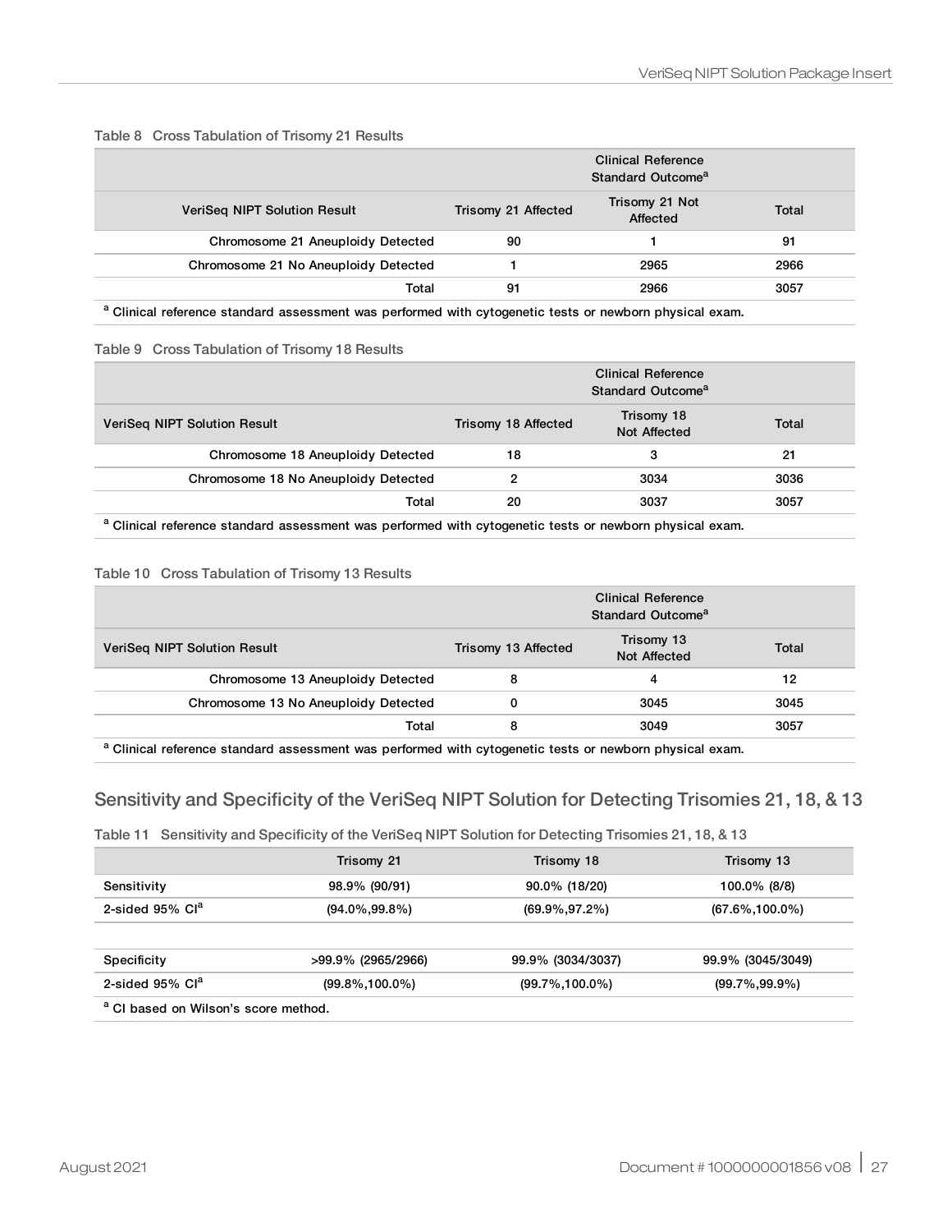Table 8 Cross Tabulation of Trisomy 21 Results

| | Clinical Reference Standard Outcome[a] | | |
|---|---|---|---|
| VeriSeq NIPT Solution Result | Trisomy 21 Affected | Trisomy 21 Not Affected | Total |
| Chromosome 21 Aneuploidy Detected | 90 | 1 | 91 |
| Chromosome 21 No Aneuploidy Detected | 1 | 2965 | 2966 |
| Total | 91 | 2966 | 3057 |

[a] Clinical reference standard assessment was performed with cytogenetic tests or newborn physical exam.

Table 9 Cross Tabulation of Trisomy 18 Results

| | Clinical Reference Standard Outcome[a] | | |
|---|---|---|---|
| VeriSeq NIPT Solution Result | Trisomy 18 Affected | Trisomy 18 Not Affected | Total |
| Chromosome 18 Aneuploidy Detected | 18 | 3 | 21 |
| Chromosome 18 No Aneuploidy Detected | 2 | 3034 | 3036 |
| Total | 20 | 3037 | 3057 |

[a] Clinical reference standard assessment was performed with cytogenetic tests or newborn physical exam.

Table 10 Cross Tabulation of Trisomy 13 Results

| | Clinical Reference Standard Outcome[a] | | |
|---|---|---|---|
| VeriSeq NIPT Solution Result | Trisomy 13 Affected | Trisomy 13 Not Affected | Total |
| Chromosome 13 Aneuploidy Detected | 8 | 4 | 12 |
| Chromosome 13 No Aneuploidy Detected | 0 | 3045 | 3045 |
| Total | 8 | 3049 | 3057 |

[a] Clinical reference standard assessment was performed with cytogenetic tests or newborn physical exam.

## Sensitivity and Specificity of the VeriSeq NIPT Solution for Detecting Trisomies 21, 18, & 13

Table 11 Sensitivity and Specificity of the VeriSeq NIPT Solution for Detecting Trisomies 21, 18, & 13

| | Trisomy 21 | Trisomy 18 | Trisomy 13 |
|---|---|---|---|
| Sensitivity | 98.9% (90/91) | 90.0% (18/20) | 100.0% (8/8) |
| 2-sided 95% CI[a] | (94.0%,99.8%) | (69.9%,97.2%) | (67.6%,100.0%) |
| | | | |
| Specificity | >99.9% (2965/2966) | 99.9% (3034/3037) | 99.9% (3045/3049) |
| 2-sided 95% CI[a] | (99.8%,100.0%) | (99.7%,100.0%) | (99.7%,99.9%) |

[a] CI based on Wilson's score method.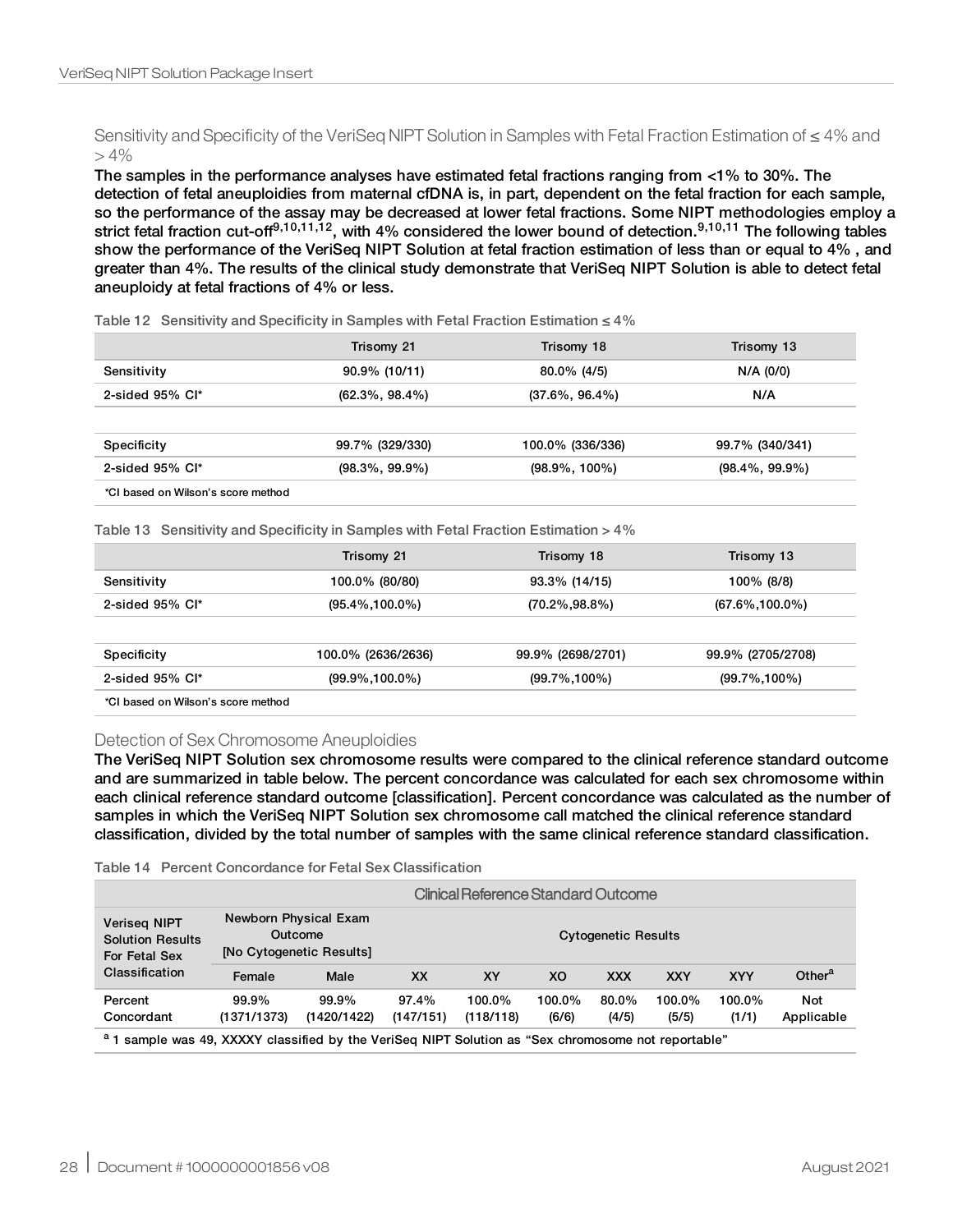## Sensitivity and Specificity of the VeriSeq NIPT Solution in Samples with Fetal Fraction Estimation of ≤ 4% and > 4%

**The samples in the performance analyses have estimated fetal fractions ranging from <1% to 30%. The detection of fetal aneuploidies from maternal cfDNA is, in part, dependent on the fetal fraction for each sample, so the performance of the assay may be decreased at lower fetal fractions. Some NIPT methodologies employ a strict fetal fraction cut-off[9,10,11,12], with 4% considered the lower bound of detection.[9,10,11] The following tables show the performance of the VeriSeq NIPT Solution at fetal fraction estimation of less than or equal to 4% , and greater than 4%. The results of the clinical study demonstrate that VeriSeq NIPT Solution is able to detect fetal aneuploidy at fetal fractions of 4% or less.**

Table 12 Sensitivity and Specificity in Samples with Fetal Fraction Estimation ≤ 4%

| | Trisomy 21 | Trisomy 18 | Trisomy 13 |
|---|---|---|---|
| Sensitivity | 90.9% (10/11) | 80.0% (4/5) | N/A (0/0) |
| 2-sided 95% CI* | (62.3%, 98.4%) | (37.6%, 96.4%) | N/A |
| | | | |
| Specificity | 99.7% (329/330) | 100.0% (336/336) | 99.7% (340/341) |
| 2-sided 95% CI* | (98.3%, 99.9%) | (98.9%, 100%) | (98.4%, 99.9%) |

*CI based on Wilson's score method

Table 13 Sensitivity and Specificity in Samples with Fetal Fraction Estimation > 4%

| | Trisomy 21 | Trisomy 18 | Trisomy 13 |
|---|---|---|---|
| Sensitivity | 100.0% (80/80) | 93.3% (14/15) | 100% (8/8) |
| 2-sided 95% CI* | (95.4%,100.0%) | (70.2%,98.8%) | (67.6%,100.0%) |
| | | | |
| Specificity | 100.0% (2636/2636) | 99.9% (2698/2701) | 99.9% (2705/2708) |
| 2-sided 95% CI* | (99.9%,100.0%) | (99.7%,100%) | (99.7%,100%) |

*CI based on Wilson's score method

## Detection of Sex Chromosome Aneuploidies

**The VeriSeq NIPT Solution sex chromosome results were compared to the clinical reference standard outcome and are summarized in table below. The percent concordance was calculated for each sex chromosome within each clinical reference standard outcome [classification]. Percent concordance was calculated as the number of samples in which the VeriSeq NIPT Solution sex chromosome call matched the clinical reference standard classification, divided by the total number of samples with the same clinical reference standard classification.**

Table 14 Percent Concordance for Fetal Sex Classification

| Veriseq NIPT Solution Results For Fetal Sex Classification | Clinical Reference Standard Outcome | | | | | | | | |
|---|---|---|---|---|---|---|---|---|---|
| | Newborn Physical Exam Outcome [No Cytogenetic Results] | | Cytogenetic Results | | | | | | |
| | Female | Male | XX | XY | XO | XXX | XXY | XYY | Other[a] |
| Percent Concordant | 99.9% (1371/1373) | 99.9% (1420/1422) | 97.4% (147/151) | 100.0% (118/118) | 100.0% (6/6) | 80.0% (4/5) | 100.0% (5/5) | 100.0% (1/1) | Not Applicable |

[a] 1 sample was 49, XXXXY classified by the VeriSeq NIPT Solution as "Sex chromosome not reportable"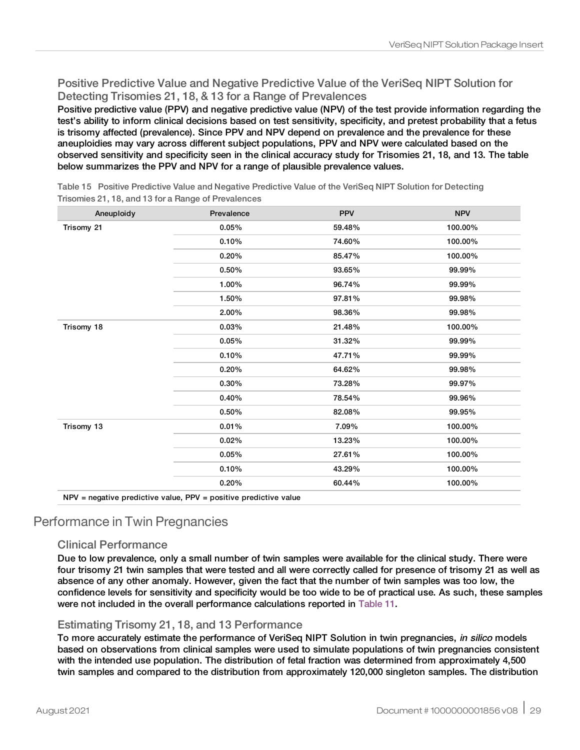### Positive Predictive Value and Negative Predictive Value of the VeriSeq NIPT Solution for Detecting Trisomies 21, 18, & 13 for a Range of Prevalences

Positive predictive value (PPV) and negative predictive value (NPV) of the test provide information regarding the test's ability to inform clinical decisions based on test sensitivity, specificity, and pretest probability that a fetus is trisomy affected (prevalence). Since PPV and NPV depend on prevalence and the prevalence for these aneuploidies may vary across different subject populations, PPV and NPV were calculated based on the observed sensitivity and specificity seen in the clinical accuracy study for Trisomies 21, 18, and 13. The table below summarizes the PPV and NPV for a range of plausible prevalence values.

Table 15 Positive Predictive Value and Negative Predictive Value of the VeriSeq NIPT Solution for Detecting Trisomies 21, 18, and 13 for a Range of Prevalences

| Aneuploidy | Prevalence | PPV | NPV |
|---|---|---|---|
| Trisomy 21 | 0.05% | 59.48% | 100.00% |
| | 0.10% | 74.60% | 100.00% |
| | 0.20% | 85.47% | 100.00% |
| | 0.50% | 93.65% | 99.99% |
| | 1.00% | 96.74% | 99.99% |
| | 1.50% | 97.81% | 99.98% |
| | 2.00% | 98.36% | 99.98% |
| Trisomy 18 | 0.03% | 21.48% | 100.00% |
| | 0.05% | 31.32% | 99.99% |
| | 0.10% | 47.71% | 99.99% |
| | 0.20% | 64.62% | 99.98% |
| | 0.30% | 73.28% | 99.97% |
| | 0.40% | 78.54% | 99.96% |
| | 0.50% | 82.08% | 99.95% |
| Trisomy 13 | 0.01% | 7.09% | 100.00% |
| | 0.02% | 13.23% | 100.00% |
| | 0.05% | 27.61% | 100.00% |
| | 0.10% | 43.29% | 100.00% |
| | 0.20% | 60.44% | 100.00% |

NPV = negative predictive value, PPV = positive predictive value

## Performance in Twin Pregnancies

### Clinical Performance

Due to low prevalence, only a small number of twin samples were available for the clinical study. There were four trisomy 21 twin samples that were tested and all were correctly called for presence of trisomy 21 as well as absence of any other anomaly. However, given the fact that the number of twin samples was too low, the confidence levels for sensitivity and specificity would be too wide to be of practical use. As such, these samples were not included in the overall performance calculations reported in Table 11.

### Estimating Trisomy 21, 18, and 13 Performance

To more accurately estimate the performance of VeriSeq NIPT Solution in twin pregnancies, *in silico* models based on observations from clinical samples were used to simulate populations of twin pregnancies consistent with the intended use population. The distribution of fetal fraction was determined from approximately 4,500 twin samples and compared to the distribution from approximately 120,000 singleton samples. The distribution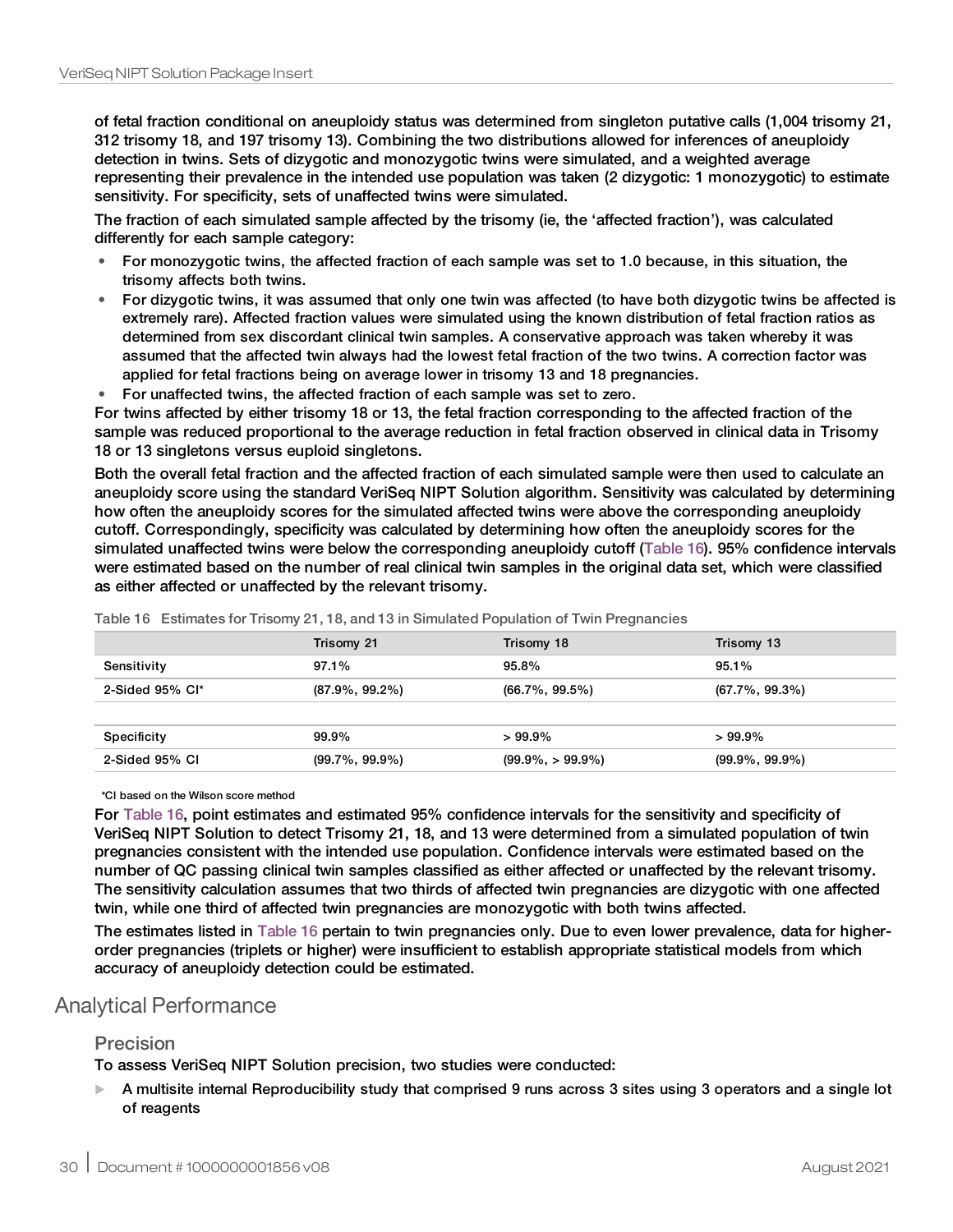of fetal fraction conditional on aneuploidy status was determined from singleton putative calls (1,004 trisomy 21, 312 trisomy 18, and 197 trisomy 13). Combining the two distributions allowed for inferences of aneuploidy detection in twins. Sets of dizygotic and monozygotic twins were simulated, and a weighted average representing their prevalence in the intended use population was taken (2 dizygotic: 1 monozygotic) to estimate sensitivity. For specificity, sets of unaffected twins were simulated.

The fraction of each simulated sample affected by the trisomy (ie, the 'affected fraction'), was calculated differently for each sample category:

- For monozygotic twins, the affected fraction of each sample was set to 1.0 because, in this situation, the trisomy affects both twins.
- For dizygotic twins, it was assumed that only one twin was affected (to have both dizygotic twins be affected is extremely rare). Affected fraction values were simulated using the known distribution of fetal fraction ratios as determined from sex discordant clinical twin samples. A conservative approach was taken whereby it was assumed that the affected twin always had the lowest fetal fraction of the two twins. A correction factor was applied for fetal fractions being on average lower in trisomy 13 and 18 pregnancies.
- For unaffected twins, the affected fraction of each sample was set to zero.

For twins affected by either trisomy 18 or 13, the fetal fraction corresponding to the affected fraction of the sample was reduced proportional to the average reduction in fetal fraction observed in clinical data in Trisomy 18 or 13 singletons versus euploid singletons.

Both the overall fetal fraction and the affected fraction of each simulated sample were then used to calculate an aneuploidy score using the standard VeriSeq NIPT Solution algorithm. Sensitivity was calculated by determining how often the aneuploidy scores for the simulated affected twins were above the corresponding aneuploidy cutoff. Correspondingly, specificity was calculated by determining how often the aneuploidy scores for the simulated unaffected twins were below the corresponding aneuploidy cutoff (Table 16). 95% confidence intervals were estimated based on the number of real clinical twin samples in the original data set, which were classified as either affected or unaffected by the relevant trisomy.

Table 16 Estimates for Trisomy 21, 18, and 13 in Simulated Population of Twin Pregnancies

| | Trisomy 21 | Trisomy 18 | Trisomy 13 |
|---|---|---|---|
| Sensitivity | 97.1% | 95.8% | 95.1% |
| 2-Sided 95% CI* | (87.9%, 99.2%) | (66.7%, 99.5%) | (67.7%, 99.3%) |
| | | | |
| Specificity | 99.9% | > 99.9% | > 99.9% |
| 2-Sided 95% CI | (99.7%, 99.9%) | (99.9%, > 99.9%) | (99.9%, 99.9%) |

*CI based on the Wilson score method

For Table 16, point estimates and estimated 95% confidence intervals for the sensitivity and specificity of VeriSeq NIPT Solution to detect Trisomy 21, 18, and 13 were determined from a simulated population of twin pregnancies consistent with the intended use population. Confidence intervals were estimated based on the number of QC passing clinical twin samples classified as either affected or unaffected by the relevant trisomy. The sensitivity calculation assumes that two thirds of affected twin pregnancies are dizygotic with one affected twin, while one third of affected twin pregnancies are monozygotic with both twins affected.

The estimates listed in Table 16 pertain to twin pregnancies only. Due to even lower prevalence, data for higher-order pregnancies (triplets or higher) were insufficient to establish appropriate statistical models from which accuracy of aneuploidy detection could be estimated.

## Analytical Performance

### Precision

To assess VeriSeq NIPT Solution precision, two studies were conducted:

- A multisite internal Reproducibility study that comprised 9 runs across 3 sites using 3 operators and a single lot of reagents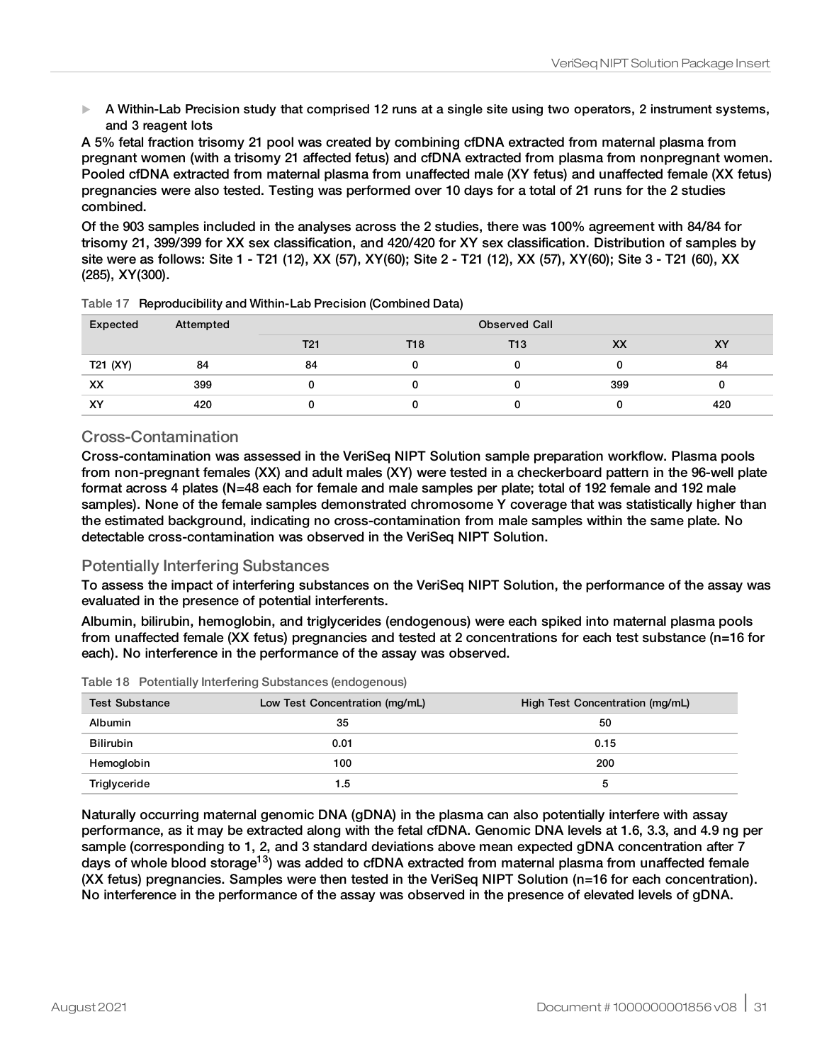- A Within-Lab Precision study that comprised 12 runs at a single site using two operators, 2 instrument systems, and 3 reagent lots

A 5% fetal fraction trisomy 21 pool was created by combining cfDNA extracted from maternal plasma from pregnant women (with a trisomy 21 affected fetus) and cfDNA extracted from plasma from nonpregnant women. Pooled cfDNA extracted from maternal plasma from unaffected male (XY fetus) and unaffected female (XX fetus) pregnancies were also tested. Testing was performed over 10 days for a total of 21 runs for the 2 studies combined.

Of the 903 samples included in the analyses across the 2 studies, there was 100% agreement with 84/84 for trisomy 21, 399/399 for XX sex classification, and 420/420 for XY sex classification. Distribution of samples by site were as follows: Site 1 - T21 (12), XX (57), XY(60); Site 2 - T21 (12), XX (57), XY(60); Site 3 - T21 (60), XX (285), XY(300).

Table 17 Reproducibility and Within-Lab Precision (Combined Data)

| Expected | Attempted | Observed Call | | | | |
|---|---|---|---|---|---|---|
| | | T21 | T18 | T13 | XX | XY |
| T21 (XY) | 84 | 84 | 0 | 0 | 0 | 84 |
| XX | 399 | 0 | 0 | 0 | 399 | 0 |
| XY | 420 | 0 | 0 | 0 | 0 | 420 |

## Cross-Contamination

Cross-contamination was assessed in the VeriSeq NIPT Solution sample preparation workflow. Plasma pools from non-pregnant females (XX) and adult males (XY) were tested in a checkerboard pattern in the 96-well plate format across 4 plates (N=48 each for female and male samples per plate; total of 192 female and 192 male samples). None of the female samples demonstrated chromosome Y coverage that was statistically higher than the estimated background, indicating no cross-contamination from male samples within the same plate. No detectable cross-contamination was observed in the VeriSeq NIPT Solution.

## Potentially Interfering Substances

To assess the impact of interfering substances on the VeriSeq NIPT Solution, the performance of the assay was evaluated in the presence of potential interferents.

Albumin, bilirubin, hemoglobin, and triglycerides (endogenous) were each spiked into maternal plasma pools from unaffected female (XX fetus) pregnancies and tested at 2 concentrations for each test substance (n=16 for each). No interference in the performance of the assay was observed.

Table 18 Potentially Interfering Substances (endogenous)

| Test Substance | Low Test Concentration (mg/mL) | High Test Concentration (mg/mL) |
|---|---|---|
| Albumin | 35 | 50 |
| Bilirubin | 0.01 | 0.15 |
| Hemoglobin | 100 | 200 |
| Triglyceride | 1.5 | 5 |

Naturally occurring maternal genomic DNA (gDNA) in the plasma can also potentially interfere with assay performance, as it may be extracted along with the fetal cfDNA. Genomic DNA levels at 1.6, 3.3, and 4.9 ng per sample (corresponding to 1, 2, and 3 standard deviations above mean expected gDNA concentration after 7 days of whole blood storage[13]) was added to cfDNA extracted from maternal plasma from unaffected female (XX fetus) pregnancies. Samples were then tested in the VeriSeq NIPT Solution (n=16 for each concentration). No interference in the performance of the assay was observed in the presence of elevated levels of gDNA.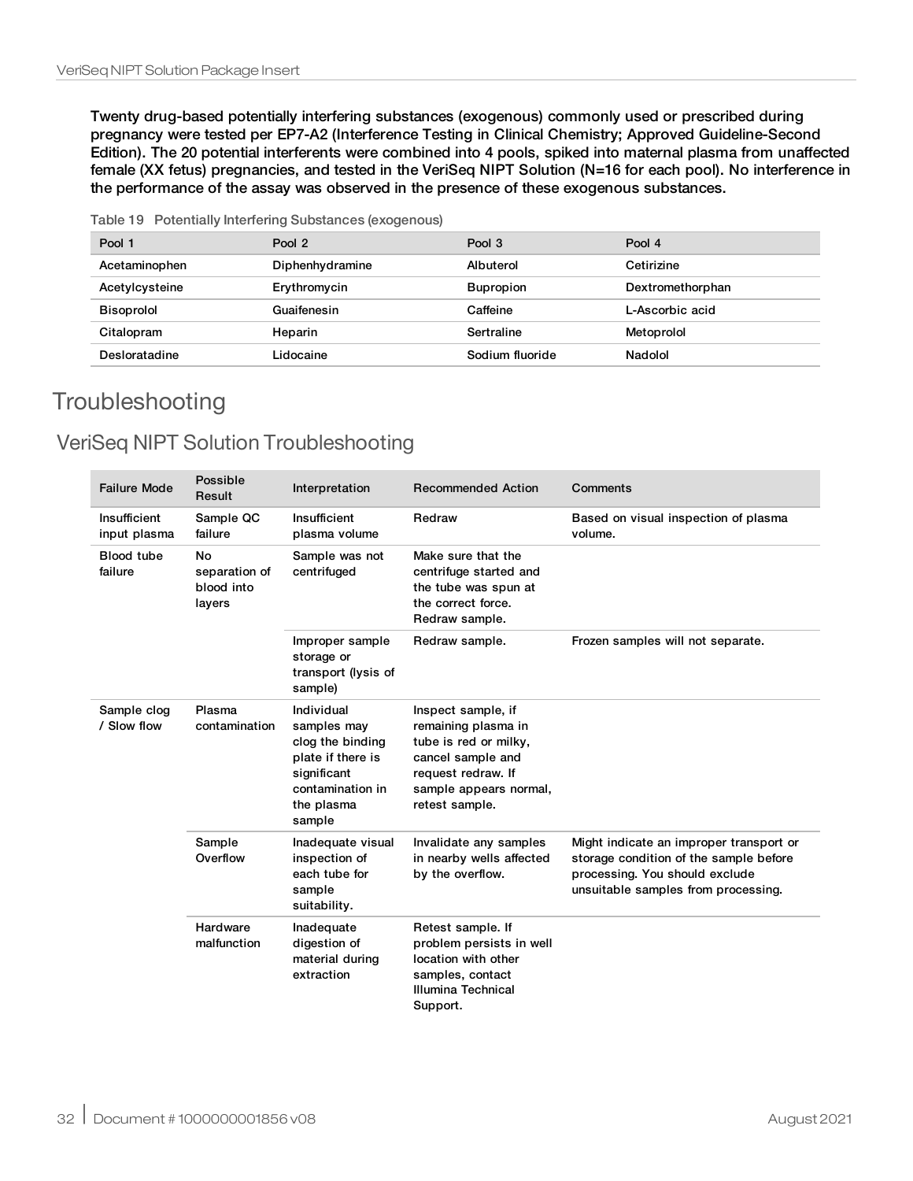Twenty drug-based potentially interfering substances (exogenous) commonly used or prescribed during pregnancy were tested per EP7-A2 (Interference Testing in Clinical Chemistry; Approved Guideline-Second Edition). The 20 potential interferents were combined into 4 pools, spiked into maternal plasma from unaffected female (XX fetus) pregnancies, and tested in the VeriSeq NIPT Solution (N=16 for each pool). No interference in the performance of the assay was observed in the presence of these exogenous substances.

Table 19 Potentially Interfering Substances (exogenous)

| Pool 1 | Pool 2 | Pool 3 | Pool 4 |
|---|---|---|---|
| Acetaminophen | Diphenhydramine | Albuterol | Cetirizine |
| Acetylcysteine | Erythromycin | Bupropion | Dextromethorphan |
| Bisoprolol | Guaifenesin | Caffeine | L-Ascorbic acid |
| Citalopram | Heparin | Sertraline | Metoprolol |
| Desloratadine | Lidocaine | Sodium fluoride | Nadolol |

# Troubleshooting

## VeriSeq NIPT Solution Troubleshooting

| Failure Mode | Possible Result | Interpretation | Recommended Action | Comments |
|---|---|---|---|---|
| Insufficient input plasma | Sample QC failure | Insufficient plasma volume | Redraw | Based on visual inspection of plasma volume. |
| Blood tube failure | No separation of blood into layers | Sample was not centrifuged | Make sure that the centrifuge started and the tube was spun at the correct force. Redraw sample. | |
| | | Improper sample storage or transport (lysis of sample) | Redraw sample. | Frozen samples will not separate. |
| Sample clog / Slow flow | Plasma contamination | Individual samples may clog the binding plate if there is significant contamination in the plasma sample | Inspect sample, if remaining plasma in tube is red or milky, cancel sample and request redraw. If sample appears normal, retest sample. | |
| | Sample Overflow | Inadequate visual inspection of each tube for sample suitability. | Invalidate any samples in nearby wells affected by the overflow. | Might indicate an improper transport or storage condition of the sample before processing. You should exclude unsuitable samples from processing. |
| | Hardware malfunction | Inadequate digestion of material during extraction | Retest sample. If problem persists in well location with other samples, contact Illumina Technical Support. | |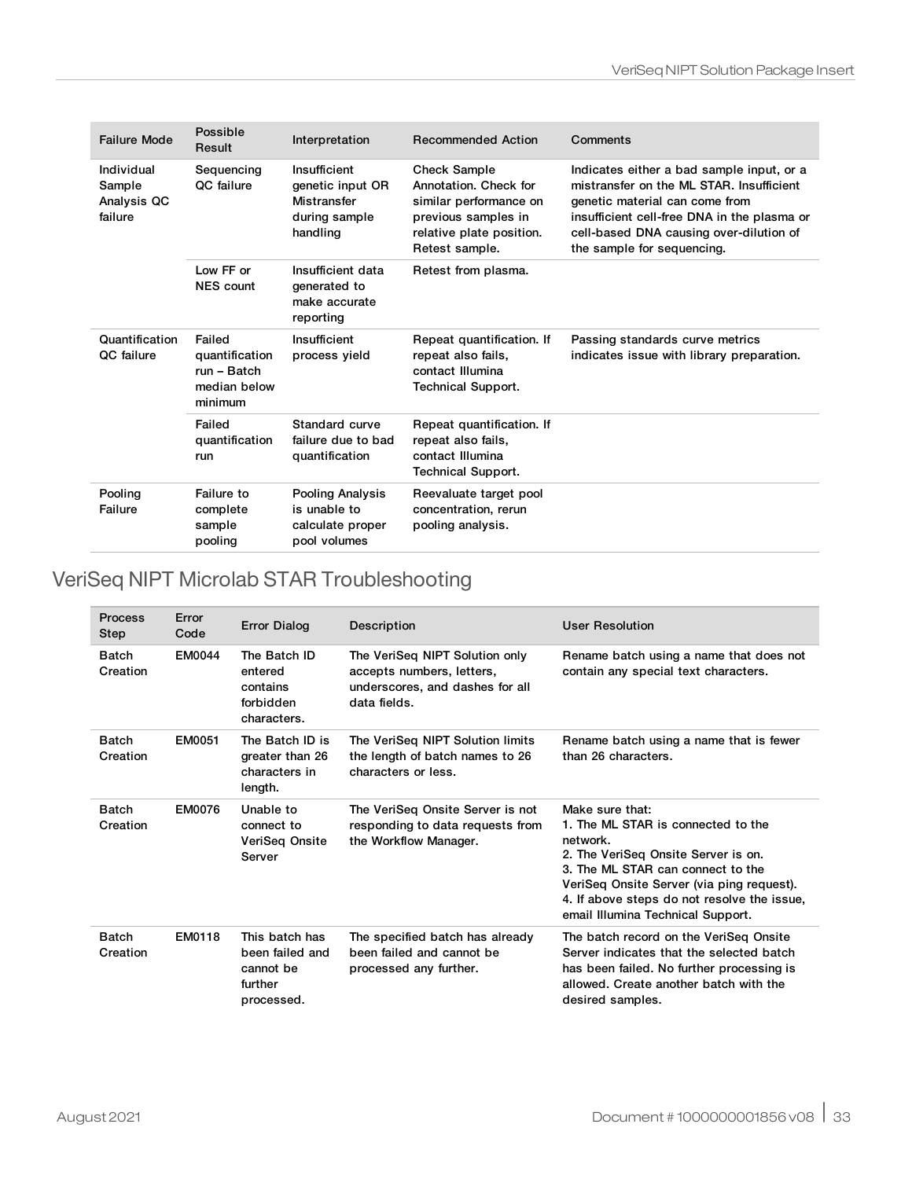| Failure Mode | Possible Result | Interpretation | Recommended Action | Comments |
|---|---|---|---|---|
| Individual Sample Analysis QC failure | Sequencing QC failure | Insufficient genetic input OR Mistransfer during sample handling | Check Sample Annotation. Check for similar performance on previous samples in relative plate position. Retest sample. | Indicates either a bad sample input, or a mistransfer on the ML STAR. Insufficient genetic material can come from insufficient cell-free DNA in the plasma or cell-based DNA causing over-dilution of the sample for sequencing. |
| | Low FF or NES count | Insufficient data generated to make accurate reporting | Retest from plasma. | |
| Quantification QC failure | Failed quantification run – Batch median below minimum | Insufficient process yield | Repeat quantification. If repeat also fails, contact Illumina Technical Support. | Passing standards curve metrics indicates issue with library preparation. |
| | Failed quantification run | Standard curve failure due to bad quantification | Repeat quantification. If repeat also fails, contact Illumina Technical Support. | |
| Pooling Failure | Failure to complete sample pooling | Pooling Analysis is unable to calculate proper pool volumes | Reevaluate target pool concentration, rerun pooling analysis. | |

## VeriSeq NIPT Microlab STAR Troubleshooting

| Process Step | Error Code | Error Dialog | Description | User Resolution |
|---|---|---|---|---|
| Batch Creation | EM0044 | The Batch ID entered contains forbidden characters. | The VeriSeq NIPT Solution only accepts numbers, letters, underscores, and dashes for all data fields. | Rename batch using a name that does not contain any special text characters. |
| Batch Creation | EM0051 | The Batch ID is greater than 26 characters in length. | The VeriSeq NIPT Solution limits the length of batch names to 26 characters or less. | Rename batch using a name that is fewer than 26 characters. |
| Batch Creation | EM0076 | Unable to connect to VeriSeq Onsite Server | The VeriSeq Onsite Server is not responding to data requests from the Workflow Manager. | Make sure that:<br>1. The ML STAR is connected to the network.<br>2. The VeriSeq Onsite Server is on.<br>3. The ML STAR can connect to the VeriSeq Onsite Server (via ping request).<br>4. If above steps do not resolve the issue, email Illumina Technical Support. |
| Batch Creation | EM0118 | This batch has been failed and cannot be further processed. | The specified batch has already been failed and cannot be processed any further. | The batch record on the VeriSeq Onsite Server indicates that the selected batch has been failed. No further processing is allowed. Create another batch with the desired samples. |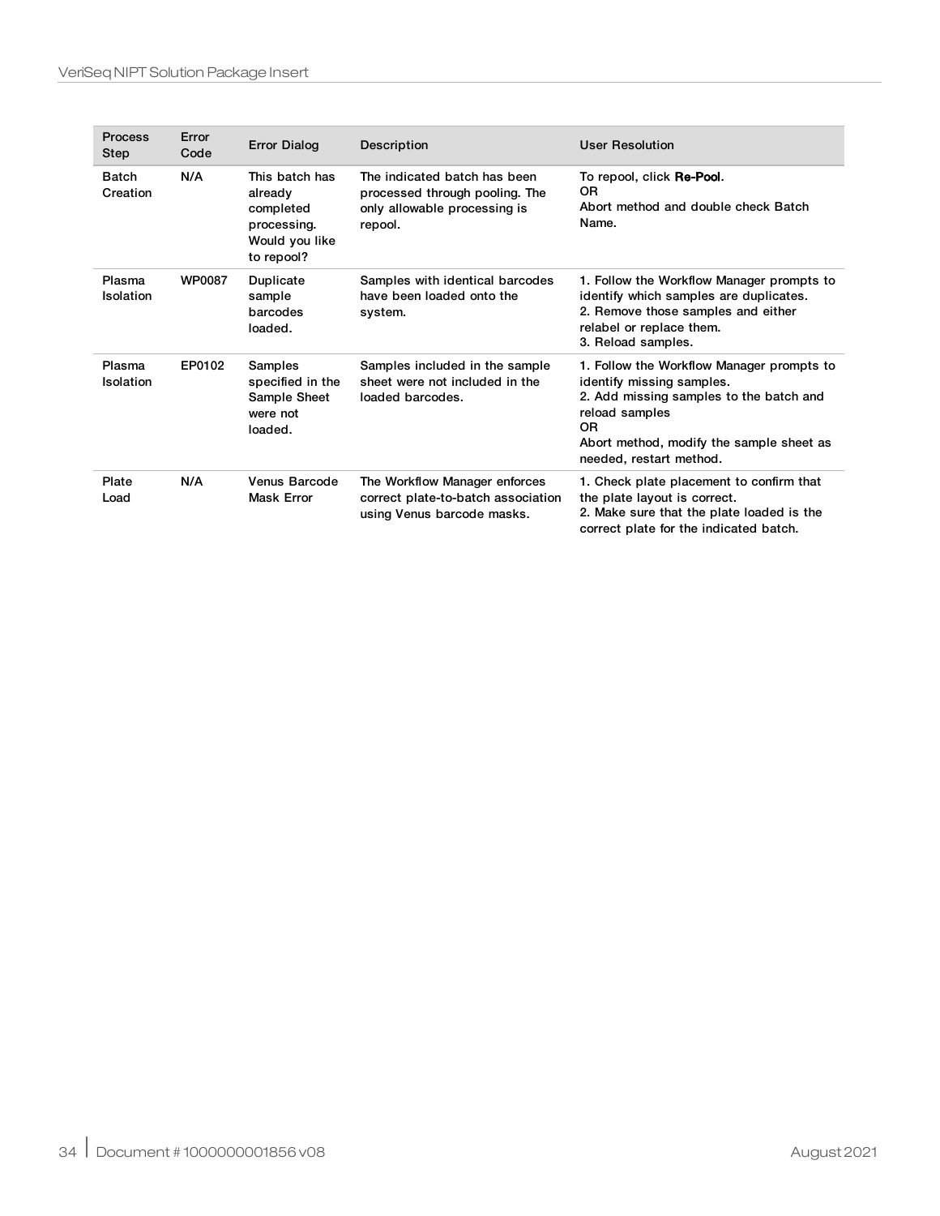| Process Step | Error Code | Error Dialog | Description | User Resolution |
|---|---|---|---|---|
| Batch Creation | N/A | This batch has already completed processing. Would you like to repool? | The indicated batch has been processed through pooling. The only allowable processing is repool. | To repool, click **Re-Pool**.<br>OR<br>Abort method and double check Batch Name. |
| Plasma Isolation | WP0087 | Duplicate sample barcodes loaded. | Samples with identical barcodes have been loaded onto the system. | 1. Follow the Workflow Manager prompts to identify which samples are duplicates.<br>2. Remove those samples and either relabel or replace them.<br>3. Reload samples. |
| Plasma Isolation | EP0102 | Samples specified in the Sample Sheet were not loaded. | Samples included in the sample sheet were not included in the loaded barcodes. | 1. Follow the Workflow Manager prompts to identify missing samples.<br>2. Add missing samples to the batch and reload samples<br>OR<br>Abort method, modify the sample sheet as needed, restart method. |
| Plate Load | N/A | Venus Barcode Mask Error | The Workflow Manager enforces correct plate-to-batch association using Venus barcode masks. | 1. Check plate placement to confirm that the plate layout is correct.<br>2. Make sure that the plate loaded is the correct plate for the indicated batch. |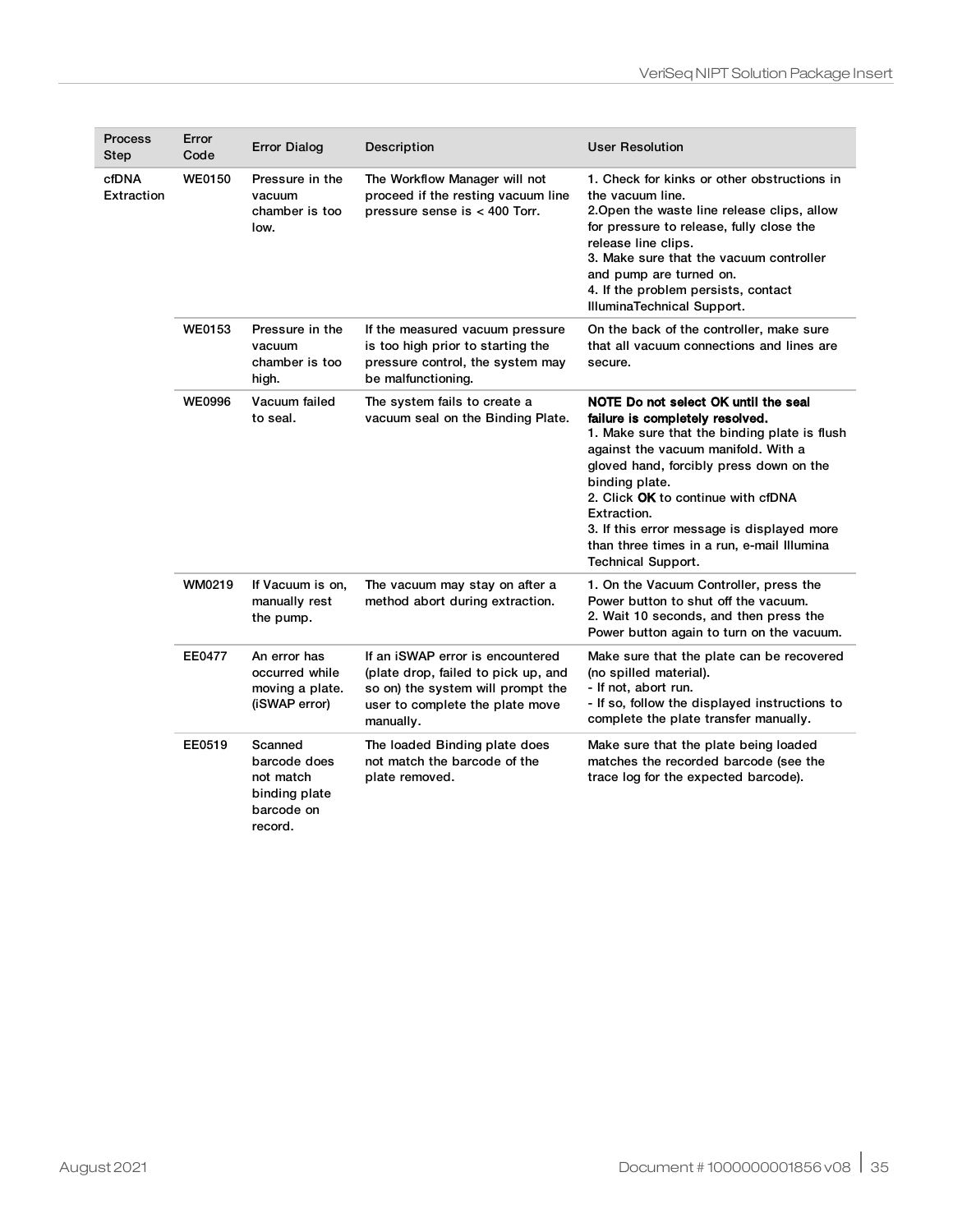| Process Step | Error Code | Error Dialog | Description | User Resolution |
|---|---|---|---|---|
| cfDNA Extraction | WE0150 | Pressure in the vacuum chamber is too low. | The Workflow Manager will not proceed if the resting vacuum line pressure sense is < 400 Torr. | 1. Check for kinks or other obstructions in the vacuum line.<br>2.Open the waste line release clips, allow for pressure to release, fully close the release line clips.<br>3. Make sure that the vacuum controller and pump are turned on.<br>4. If the problem persists, contact IlluminaTechnical Support. |
| | WE0153 | Pressure in the vacuum chamber is too high. | If the measured vacuum pressure is too high prior to starting the pressure control, the system may be malfunctioning. | On the back of the controller, make sure that all vacuum connections and lines are secure. |
| | WE0996 | Vacuum failed to seal. | The system fails to create a vacuum seal on the Binding Plate. | **NOTE Do not select OK until the seal failure is completely resolved.**<br>1. Make sure that the binding plate is flush against the vacuum manifold. With a gloved hand, forcibly press down on the binding plate.<br>2. Click **OK** to continue with cfDNA Extraction.<br>3. If this error message is displayed more than three times in a run, e-mail Illumina Technical Support. |
| | WM0219 | If Vacuum is on, manually rest the pump. | The vacuum may stay on after a method abort during extraction. | 1. On the Vacuum Controller, press the Power button to shut off the vacuum.<br>2. Wait 10 seconds, and then press the Power button again to turn on the vacuum. |
| | EE0477 | An error has occurred while moving a plate. (iSWAP error) | If an iSWAP error is encountered (plate drop, failed to pick up, and so on) the system will prompt the user to complete the plate move manually. | Make sure that the plate can be recovered (no spilled material).<br>- If not, abort run.<br>- If so, follow the displayed instructions to complete the plate transfer manually. |
| | EE0519 | Scanned barcode does not match binding plate barcode on record. | The loaded Binding plate does not match the barcode of the plate removed. | Make sure that the plate being loaded matches the recorded barcode (see the trace log for the expected barcode). |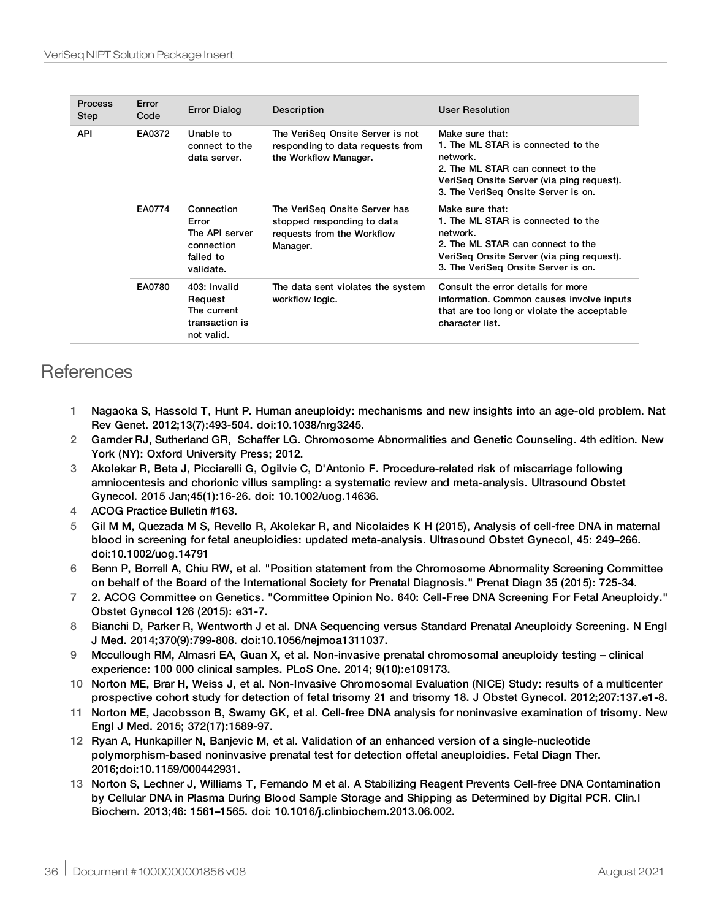| Process Step | Error Code | Error Dialog | Description | User Resolution |
|---|---|---|---|---|
| API | EA0372 | Unable to connect to the data server. | The VeriSeq Onsite Server is not responding to data requests from the Workflow Manager. | Make sure that:<br>1. The ML STAR is connected to the network.<br>2. The ML STAR can connect to the VeriSeq Onsite Server (via ping request).<br>3. The VeriSeq Onsite Server is on. |
| | EA0774 | Connection Error The API server connection failed to validate. | The VeriSeq Onsite Server has stopped responding to data requests from the Workflow Manager. | Make sure that:<br>1. The ML STAR is connected to the network.<br>2. The ML STAR can connect to the VeriSeq Onsite Server (via ping request).<br>3. The VeriSeq Onsite Server is on. |
| | EA0780 | 403: Invalid Request The current transaction is not valid. | The data sent violates the system workflow logic. | Consult the error details for more information. Common causes involve inputs that are too long or violate the acceptable character list. |

# References

1. Nagaoka S, Hassold T, Hunt P. Human aneuploidy: mechanisms and new insights into an age-old problem. Nat Rev Genet. 2012;13(7):493-504. doi:10.1038/nrg3245.
2. Gamder RJ, Sutherland GR, Schaffer LG. Chromosome Abnormalities and Genetic Counseling. 4th edition. New York (NY): Oxford University Press; 2012.
3. Akolekar R, Beta J, Picciarelli G, Ogilvie C, D'Antonio F. Procedure-related risk of miscarriage following amniocentesis and chorionic villus sampling: a systematic review and meta-analysis. Ultrasound Obstet Gynecol. 2015 Jan;45(1):16-26. doi: 10.1002/uog.14636.
4. ACOG Practice Bulletin #163.
5. Gil M M, Quezada M S, Revello R, Akolekar R, and Nicolaides K H (2015), Analysis of cell-free DNA in maternal blood in screening for fetal aneuploidies: updated meta-analysis. Ultrasound Obstet Gynecol, 45: 249–266. doi:10.1002/uog.14791
6. Benn P, Borrell A, Chiu RW, et al. "Position statement from the Chromosome Abnormality Screening Committee on behalf of the Board of the International Society for Prenatal Diagnosis." Prenat Diagn 35 (2015): 725-34.
7. 2. ACOG Committee on Genetics. "Committee Opinion No. 640: Cell-Free DNA Screening For Fetal Aneuploidy." Obstet Gynecol 126 (2015): e31-7.
8. Bianchi D, Parker R, Wentworth J et al. DNA Sequencing versus Standard Prenatal Aneuploidy Screening. N Engl J Med. 2014;370(9):799-808. doi:10.1056/nejmoa1311037.
9. Mccullough RM, Almasri EA, Guan X, et al. Non-invasive prenatal chromosomal aneuploidy testing – clinical experience: 100 000 clinical samples. PLoS One. 2014; 9(10):e109173.
10. Norton ME, Brar H, Weiss J, et al. Non-Invasive Chromosomal Evaluation (NICE) Study: results of a multicenter prospective cohort study for detection of fetal trisomy 21 and trisomy 18. J Obstet Gynecol. 2012;207:137.e1-8.
11. Norton ME, Jacobsson B, Swamy GK, et al. Cell-free DNA analysis for noninvasive examination of trisomy. New Engl J Med. 2015; 372(17):1589-97.
12. Ryan A, Hunkapiller N, Banjevic M, et al. Validation of an enhanced version of a single-nucleotide polymorphism-based noninvasive prenatal test for detection offetal aneuploidies. Fetal Diagn Ther. 2016;doi:10.1159/000442931.
13. Norton S, Lechner J, Williams T, Fernando M et al. A Stabilizing Reagent Prevents Cell-free DNA Contamination by Cellular DNA in Plasma During Blood Sample Storage and Shipping as Determined by Digital PCR. Clin.l Biochem. 2013;46: 1561–1565. doi: 10.1016/j.clinbiochem.2013.06.002.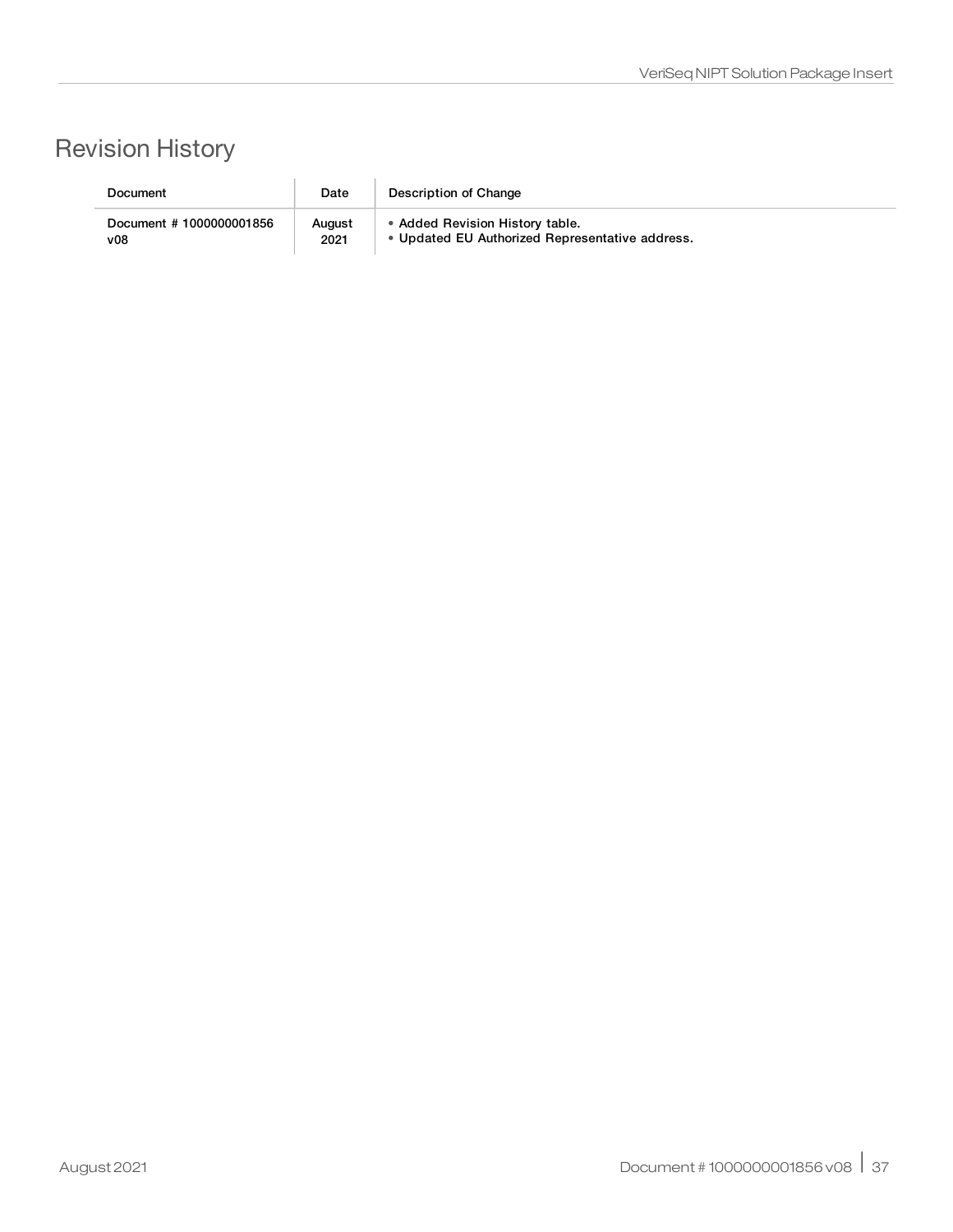# Revision History

| Document | Date | Description of Change |
|---|---|---|
| Document # 1000000001856 v08 | August 2021 | • Added Revision History table.<br>• Updated EU Authorized Representative address. |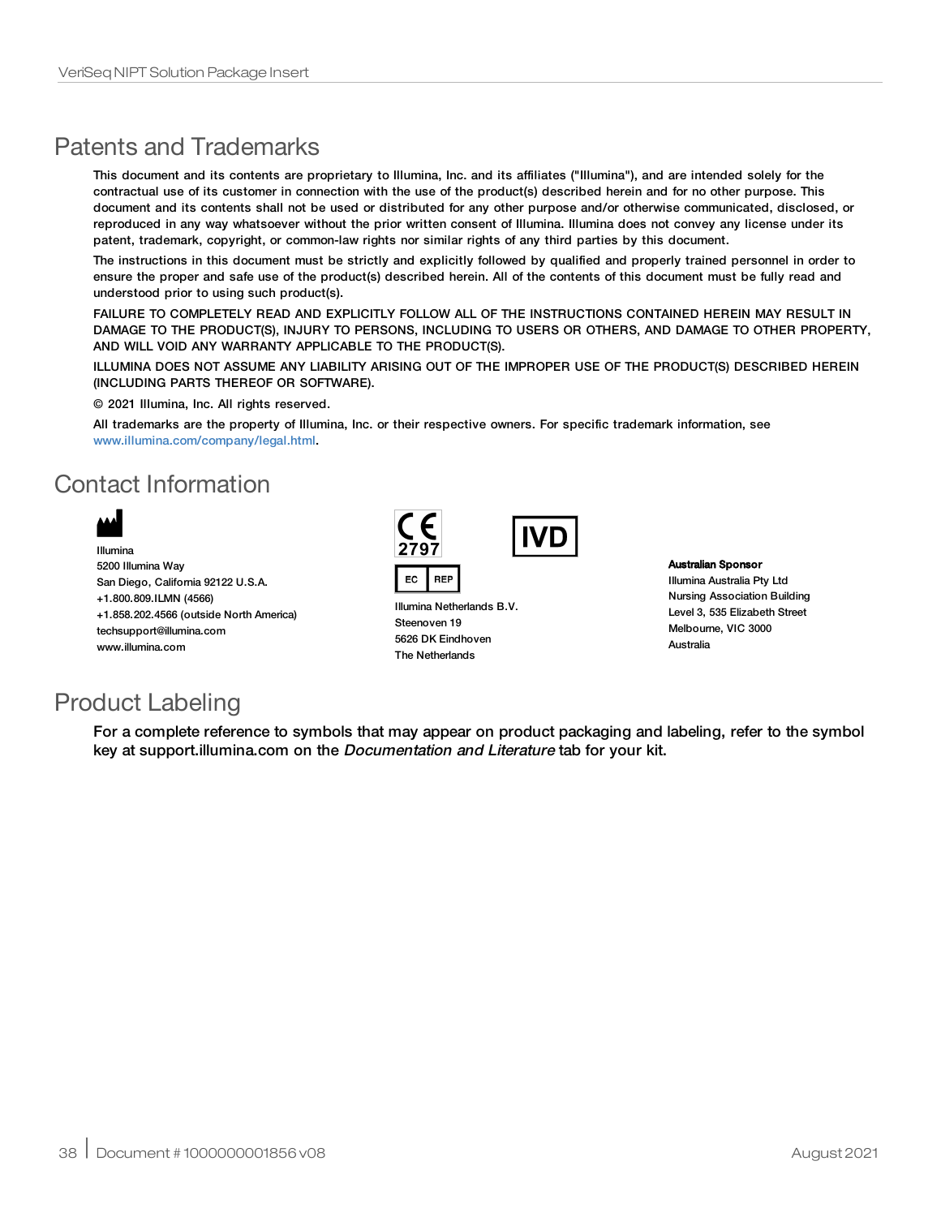## Patents and Trademarks

This document and its contents are proprietary to Illumina, Inc. and its affiliates ("Illumina"), and are intended solely for the contractual use of its customer in connection with the use of the product(s) described herein and for no other purpose. This document and its contents shall not be used or distributed for any other purpose and/or otherwise communicated, disclosed, or reproduced in any way whatsoever without the prior written consent of Illumina. Illumina does not convey any license under its patent, trademark, copyright, or common-law rights nor similar rights of any third parties by this document.

The instructions in this document must be strictly and explicitly followed by qualified and properly trained personnel in order to ensure the proper and safe use of the product(s) described herein. All of the contents of this document must be fully read and understood prior to using such product(s).

FAILURE TO COMPLETELY READ AND EXPLICITLY FOLLOW ALL OF THE INSTRUCTIONS CONTAINED HEREIN MAY RESULT IN DAMAGE TO THE PRODUCT(S), INJURY TO PERSONS, INCLUDING TO USERS OR OTHERS, AND DAMAGE TO OTHER PROPERTY, AND WILL VOID ANY WARRANTY APPLICABLE TO THE PRODUCT(S).

ILLUMINA DOES NOT ASSUME ANY LIABILITY ARISING OUT OF THE IMPROPER USE OF THE PRODUCT(S) DESCRIBED HEREIN (INCLUDING PARTS THEREOF OR SOFTWARE).

© 2021 Illumina, Inc. All rights reserved.

All trademarks are the property of Illumina, Inc. or their respective owners. For specific trademark information, see www.illumina.com/company/legal.html.

## Contact Information

Illumina
5200 Illumina Way
San Diego, California 92122 U.S.A.
+1.800.809.ILMN (4566)
+1.858.202.4566 (outside North America)
techsupport@illumina.com
www.illumina.com

CE 2797

IVD

EC REP

Illumina Netherlands B.V.
Steenoven 19
5626 DK Eindhoven
The Netherlands

**Australian Sponsor**
Illumina Australia Pty Ltd
Nursing Association Building
Level 3, 535 Elizabeth Street
Melbourne, VIC 3000
Australia

## Product Labeling

For a complete reference to symbols that may appear on product packaging and labeling, refer to the symbol key at support.illumina.com on the *Documentation and Literature* tab for your kit.